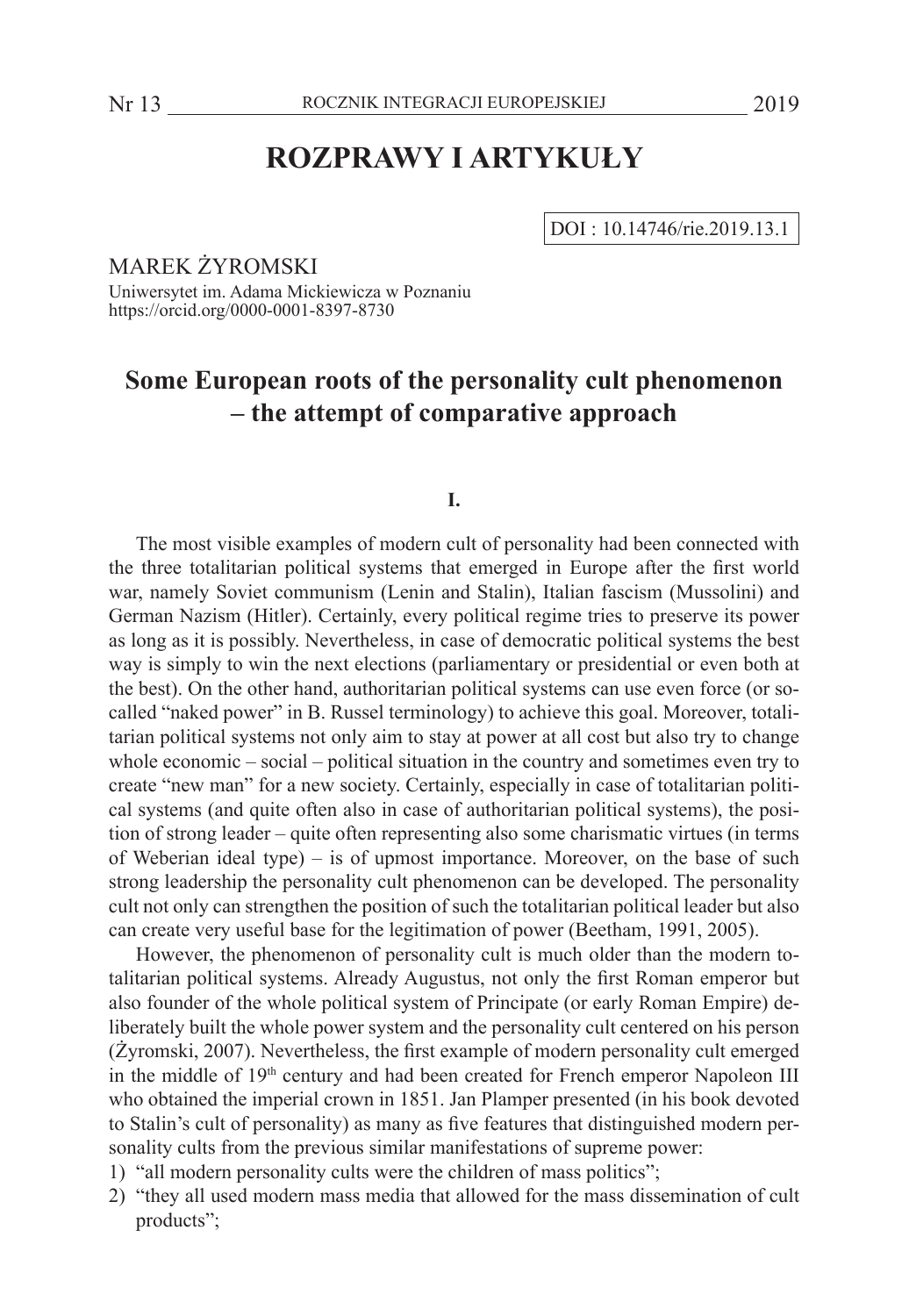# ROZPRAWY I ARTYKUŁY

DOI : 10.14746/rie.2019.13.1

MAREK ŻYROMSKI
Uniwersytet im. Adama Mickiewicza w Poznaniu
https://orcid.org/0000-0001-8397-8730

## Some European roots of the personality cult phenomenon – the attempt of comparative approach

### I.

The most visible examples of modern cult of personality had been connected with the three totalitarian political systems that emerged in Europe after the first world war, namely Soviet communism (Lenin and Stalin), Italian fascism (Mussolini) and German Nazism (Hitler). Certainly, every political regime tries to preserve its power as long as it is possibly. Nevertheless, in case of democratic political systems the best way is simply to win the next elections (parliamentary or presidential or even both at the best). On the other hand, authoritarian political systems can use even force (or so-called "naked power" in B. Russel terminology) to achieve this goal. Moreover, totalitarian political systems not only aim to stay at power at all cost but also try to change whole economic – social – political situation in the country and sometimes even try to create "new man" for a new society. Certainly, especially in case of totalitarian political systems (and quite often also in case of authoritarian political systems), the position of strong leader – quite often representing also some charismatic virtues (in terms of Weberian ideal type) – is of upmost importance. Moreover, on the base of such strong leadership the personality cult phenomenon can be developed. The personality cult not only can strengthen the position of such the totalitarian political leader but also can create very useful base for the legitimation of power (Beetham, 1991, 2005).

However, the phenomenon of personality cult is much older than the modern totalitarian political systems. Already Augustus, not only the first Roman emperor but also founder of the whole political system of Principate (or early Roman Empire) deliberately built the whole power system and the personality cult centered on his person (Żyromski, 2007). Nevertheless, the first example of modern personality cult emerged in the middle of 19th century and had been created for French emperor Napoleon III who obtained the imperial crown in 1851. Jan Plamper presented (in his book devoted to Stalin's cult of personality) as many as five features that distinguished modern personality cults from the previous similar manifestations of supreme power:

1) "all modern personality cults were the children of mass politics";
2) "they all used modern mass media that allowed for the mass dissemination of cult products";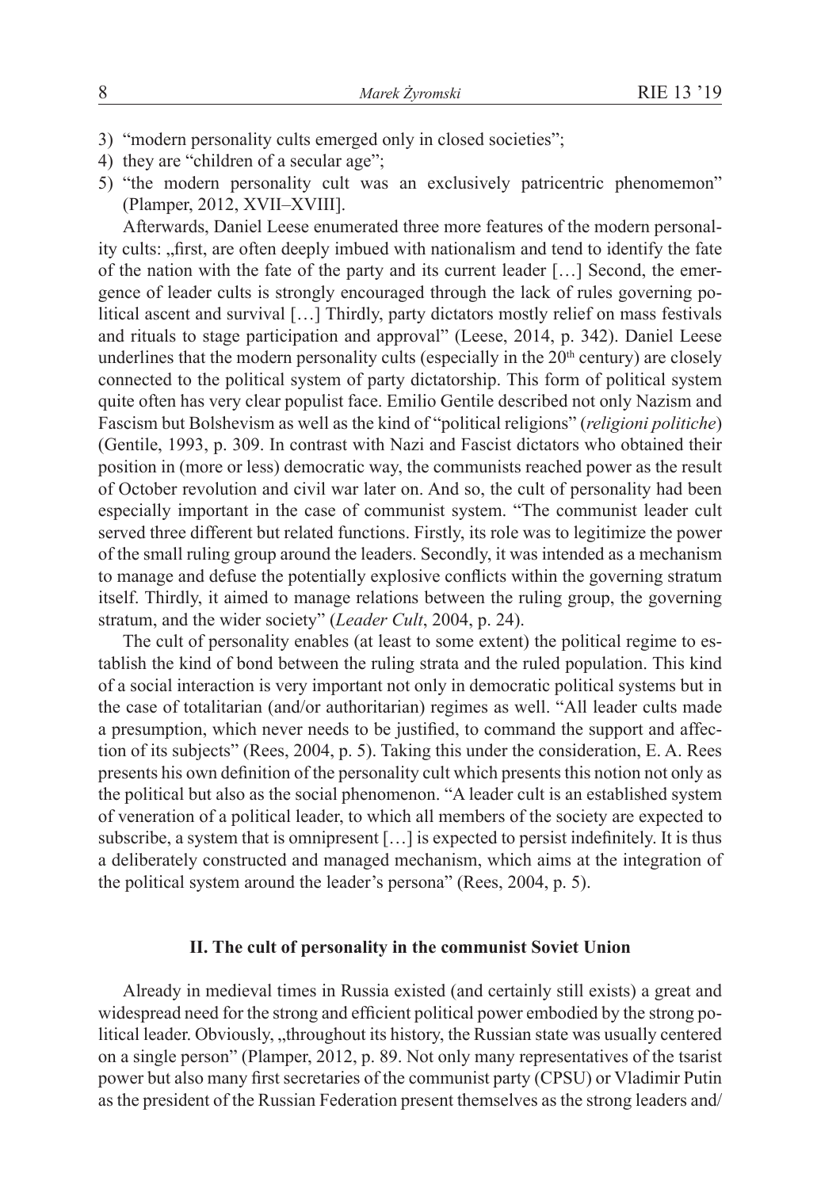3) "modern personality cults emerged only in closed societies";
4) they are "children of a secular age";
5) "the modern personality cult was an exclusively patricentric phenomemon" (Plamper, 2012, XVII–XVIII].

Afterwards, Daniel Leese enumerated three more features of the modern personality cults: „first, are often deeply imbued with nationalism and tend to identify the fate of the nation with the fate of the party and its current leader […] Second, the emergence of leader cults is strongly encouraged through the lack of rules governing political ascent and survival […] Thirdly, party dictators mostly relief on mass festivals and rituals to stage participation and approval" (Leese, 2014, p. 342). Daniel Leese underlines that the modern personality cults (especially in the 20th century) are closely connected to the political system of party dictatorship. This form of political system quite often has very clear populist face. Emilio Gentile described not only Nazism and Fascism but Bolshevism as well as the kind of "political religions" (*religioni politiche*) (Gentile, 1993, p. 309. In contrast with Nazi and Fascist dictators who obtained their position in (more or less) democratic way, the communists reached power as the result of October revolution and civil war later on. And so, the cult of personality had been especially important in the case of communist system. "The communist leader cult served three different but related functions. Firstly, its role was to legitimize the power of the small ruling group around the leaders. Secondly, it was intended as a mechanism to manage and defuse the potentially explosive conflicts within the governing stratum itself. Thirdly, it aimed to manage relations between the ruling group, the governing stratum, and the wider society" (*Leader Cult*, 2004, p. 24).

The cult of personality enables (at least to some extent) the political regime to establish the kind of bond between the ruling strata and the ruled population. This kind of a social interaction is very important not only in democratic political systems but in the case of totalitarian (and/or authoritarian) regimes as well. "All leader cults made a presumption, which never needs to be justified, to command the support and affection of its subjects" (Rees, 2004, p. 5). Taking this under the consideration, E. A. Rees presents his own definition of the personality cult which presents this notion not only as the political but also as the social phenomenon. "A leader cult is an established system of veneration of a political leader, to which all members of the society are expected to subscribe, a system that is omnipresent […] is expected to persist indefinitely. It is thus a deliberately constructed and managed mechanism, which aims at the integration of the political system around the leader's persona" (Rees, 2004, p. 5).

## II. The cult of personality in the communist Soviet Union

Already in medieval times in Russia existed (and certainly still exists) a great and widespread need for the strong and efficient political power embodied by the strong political leader. Obviously, „throughout its history, the Russian state was usually centered on a single person" (Plamper, 2012, p. 89. Not only many representatives of the tsarist power but also many first secretaries of the communist party (CPSU) or Vladimir Putin as the president of the Russian Federation present themselves as the strong leaders and/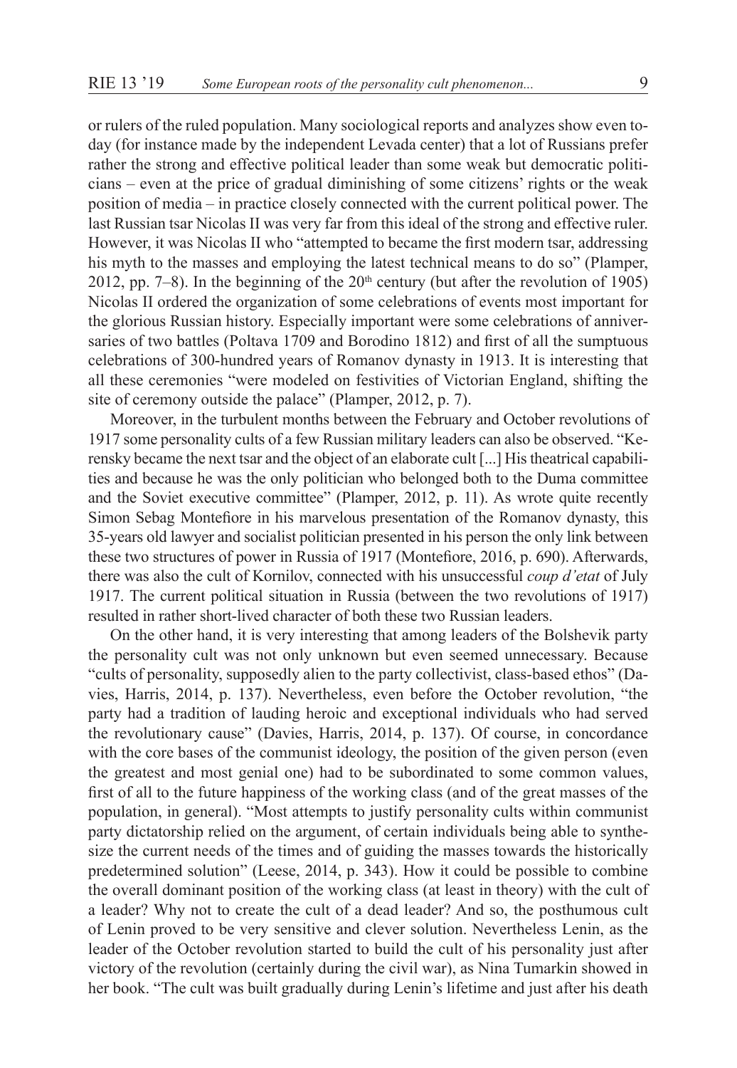or rulers of the ruled population. Many sociological reports and analyzes show even today (for instance made by the independent Levada center) that a lot of Russians prefer rather the strong and effective political leader than some weak but democratic politicians – even at the price of gradual diminishing of some citizens' rights or the weak position of media – in practice closely connected with the current political power. The last Russian tsar Nicolas II was very far from this ideal of the strong and effective ruler. However, it was Nicolas II who "attempted to became the first modern tsar, addressing his myth to the masses and employing the latest technical means to do so" (Plamper, 2012, pp. 7–8). In the beginning of the 20th century (but after the revolution of 1905) Nicolas II ordered the organization of some celebrations of events most important for the glorious Russian history. Especially important were some celebrations of anniversaries of two battles (Poltava 1709 and Borodino 1812) and first of all the sumptuous celebrations of 300-hundred years of Romanov dynasty in 1913. It is interesting that all these ceremonies "were modeled on festivities of Victorian England, shifting the site of ceremony outside the palace" (Plamper, 2012, p. 7).

Moreover, in the turbulent months between the February and October revolutions of 1917 some personality cults of a few Russian military leaders can also be observed. "Kerensky became the next tsar and the object of an elaborate cult [...] His theatrical capabilities and because he was the only politician who belonged both to the Duma committee and the Soviet executive committee" (Plamper, 2012, p. 11). As wrote quite recently Simon Sebag Montefiore in his marvelous presentation of the Romanov dynasty, this 35-years old lawyer and socialist politician presented in his person the only link between these two structures of power in Russia of 1917 (Montefiore, 2016, p. 690). Afterwards, there was also the cult of Kornilov, connected with his unsuccessful *coup d'etat* of July 1917. The current political situation in Russia (between the two revolutions of 1917) resulted in rather short-lived character of both these two Russian leaders.

On the other hand, it is very interesting that among leaders of the Bolshevik party the personality cult was not only unknown but even seemed unnecessary. Because "cults of personality, supposedly alien to the party collectivist, class-based ethos" (Davies, Harris, 2014, p. 137). Nevertheless, even before the October revolution, "the party had a tradition of lauding heroic and exceptional individuals who had served the revolutionary cause" (Davies, Harris, 2014, p. 137). Of course, in concordance with the core bases of the communist ideology, the position of the given person (even the greatest and most genial one) had to be subordinated to some common values, first of all to the future happiness of the working class (and of the great masses of the population, in general). "Most attempts to justify personality cults within communist party dictatorship relied on the argument, of certain individuals being able to synthesize the current needs of the times and of guiding the masses towards the historically predetermined solution" (Leese, 2014, p. 343). How it could be possible to combine the overall dominant position of the working class (at least in theory) with the cult of a leader? Why not to create the cult of a dead leader? And so, the posthumous cult of Lenin proved to be very sensitive and clever solution. Nevertheless Lenin, as the leader of the October revolution started to build the cult of his personality just after victory of the revolution (certainly during the civil war), as Nina Tumarkin showed in her book. "The cult was built gradually during Lenin's lifetime and just after his death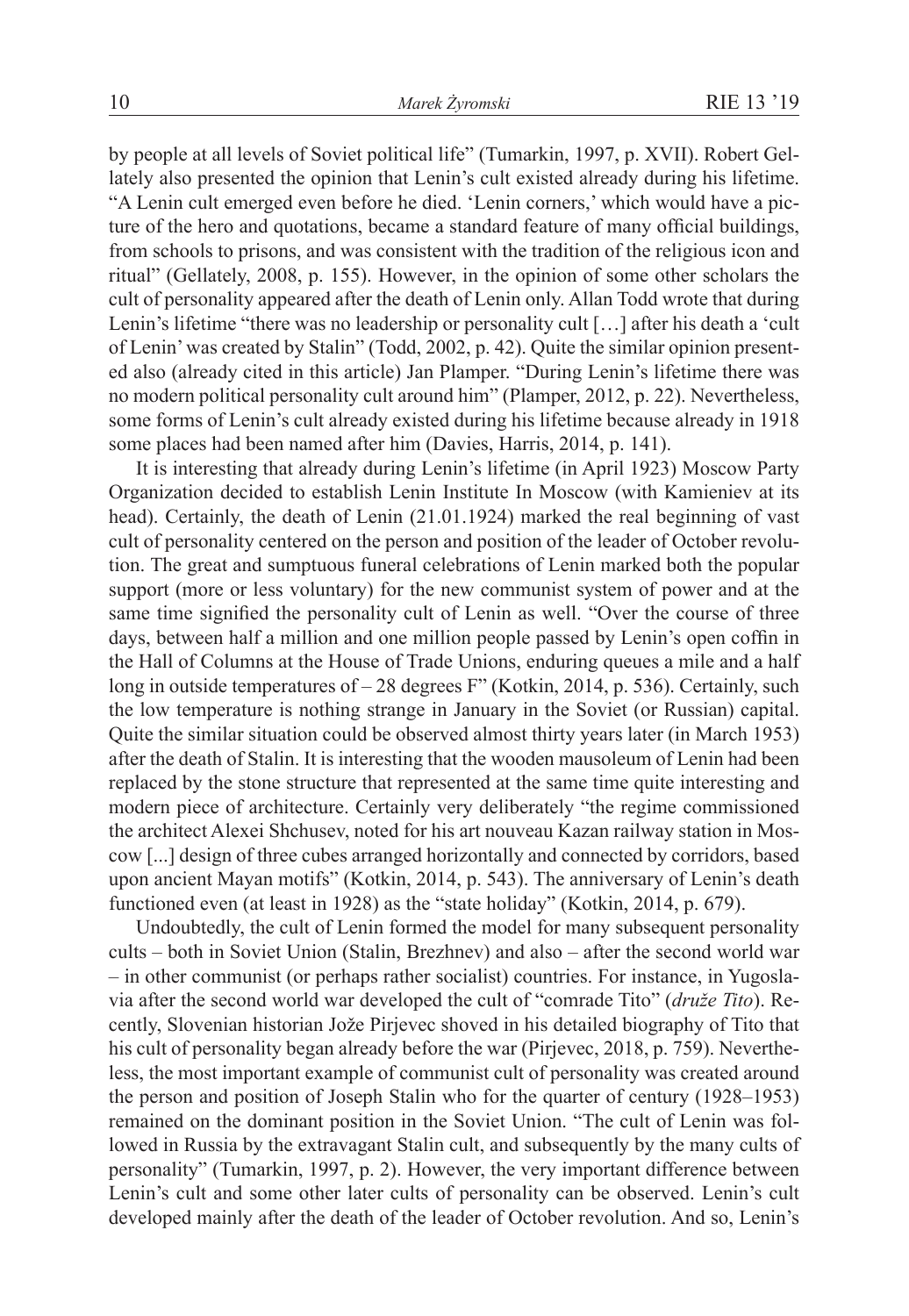by people at all levels of Soviet political life" (Tumarkin, 1997, p. XVII). Robert Gellately also presented the opinion that Lenin's cult existed already during his lifetime. "A Lenin cult emerged even before he died. 'Lenin corners,' which would have a picture of the hero and quotations, became a standard feature of many official buildings, from schools to prisons, and was consistent with the tradition of the religious icon and ritual" (Gellately, 2008, p. 155). However, in the opinion of some other scholars the cult of personality appeared after the death of Lenin only. Allan Todd wrote that during Lenin's lifetime "there was no leadership or personality cult […] after his death a 'cult of Lenin' was created by Stalin" (Todd, 2002, p. 42). Quite the similar opinion presented also (already cited in this article) Jan Plamper. "During Lenin's lifetime there was no modern political personality cult around him" (Plamper, 2012, p. 22). Nevertheless, some forms of Lenin's cult already existed during his lifetime because already in 1918 some places had been named after him (Davies, Harris, 2014, p. 141).

It is interesting that already during Lenin's lifetime (in April 1923) Moscow Party Organization decided to establish Lenin Institute In Moscow (with Kamieniev at its head). Certainly, the death of Lenin (21.01.1924) marked the real beginning of vast cult of personality centered on the person and position of the leader of October revolution. The great and sumptuous funeral celebrations of Lenin marked both the popular support (more or less voluntary) for the new communist system of power and at the same time signified the personality cult of Lenin as well. "Over the course of three days, between half a million and one million people passed by Lenin's open coffin in the Hall of Columns at the House of Trade Unions, enduring queues a mile and a half long in outside temperatures of – 28 degrees F" (Kotkin, 2014, p. 536). Certainly, such the low temperature is nothing strange in January in the Soviet (or Russian) capital. Quite the similar situation could be observed almost thirty years later (in March 1953) after the death of Stalin. It is interesting that the wooden mausoleum of Lenin had been replaced by the stone structure that represented at the same time quite interesting and modern piece of architecture. Certainly very deliberately "the regime commissioned the architect Alexei Shchusev, noted for his art nouveau Kazan railway station in Moscow [...] design of three cubes arranged horizontally and connected by corridors, based upon ancient Mayan motifs" (Kotkin, 2014, p. 543). The anniversary of Lenin's death functioned even (at least in 1928) as the "state holiday" (Kotkin, 2014, p. 679).

Undoubtedly, the cult of Lenin formed the model for many subsequent personality cults – both in Soviet Union (Stalin, Brezhnev) and also – after the second world war – in other communist (or perhaps rather socialist) countries. For instance, in Yugoslavia after the second world war developed the cult of "comrade Tito" (*druže Tito*). Recently, Slovenian historian Jože Pirjevec shoved in his detailed biography of Tito that his cult of personality began already before the war (Pirjevec, 2018, p. 759). Nevertheless, the most important example of communist cult of personality was created around the person and position of Joseph Stalin who for the quarter of century (1928–1953) remained on the dominant position in the Soviet Union. "The cult of Lenin was followed in Russia by the extravagant Stalin cult, and subsequently by the many cults of personality" (Tumarkin, 1997, p. 2). However, the very important difference between Lenin's cult and some other later cults of personality can be observed. Lenin's cult developed mainly after the death of the leader of October revolution. And so, Lenin's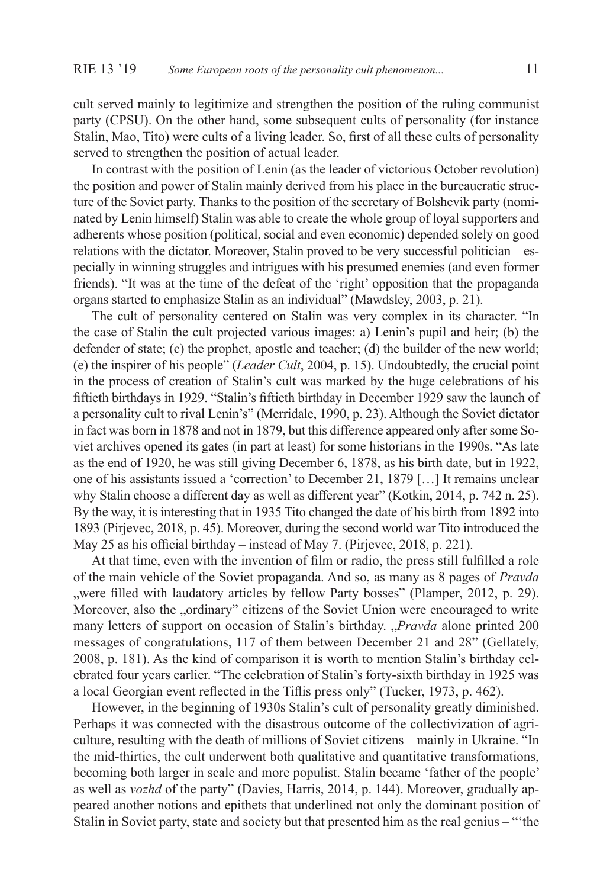cult served mainly to legitimize and strengthen the position of the ruling communist party (CPSU). On the other hand, some subsequent cults of personality (for instance Stalin, Mao, Tito) were cults of a living leader. So, first of all these cults of personality served to strengthen the position of actual leader.

In contrast with the position of Lenin (as the leader of victorious October revolution) the position and power of Stalin mainly derived from his place in the bureaucratic structure of the Soviet party. Thanks to the position of the secretary of Bolshevik party (nominated by Lenin himself) Stalin was able to create the whole group of loyal supporters and adherents whose position (political, social and even economic) depended solely on good relations with the dictator. Moreover, Stalin proved to be very successful politician – especially in winning struggles and intrigues with his presumed enemies (and even former friends). "It was at the time of the defeat of the 'right' opposition that the propaganda organs started to emphasize Stalin as an individual" (Mawdsley, 2003, p. 21).

The cult of personality centered on Stalin was very complex in its character. "In the case of Stalin the cult projected various images: a) Lenin's pupil and heir; (b) the defender of state; (c) the prophet, apostle and teacher; (d) the builder of the new world; (e) the inspirer of his people" (*Leader Cult*, 2004, p. 15). Undoubtedly, the crucial point in the process of creation of Stalin's cult was marked by the huge celebrations of his fiftieth birthdays in 1929. "Stalin's fiftieth birthday in December 1929 saw the launch of a personality cult to rival Lenin's" (Merridale, 1990, p. 23). Although the Soviet dictator in fact was born in 1878 and not in 1879, but this difference appeared only after some Soviet archives opened its gates (in part at least) for some historians in the 1990s. "As late as the end of 1920, he was still giving December 6, 1878, as his birth date, but in 1922, one of his assistants issued a 'correction' to December 21, 1879 […] It remains unclear why Stalin choose a different day as well as different year" (Kotkin, 2014, p. 742 n. 25). By the way, it is interesting that in 1935 Tito changed the date of his birth from 1892 into 1893 (Pirjevec, 2018, p. 45). Moreover, during the second world war Tito introduced the May 25 as his official birthday – instead of May 7. (Pirjevec, 2018, p. 221).

At that time, even with the invention of film or radio, the press still fulfilled a role of the main vehicle of the Soviet propaganda. And so, as many as 8 pages of *Pravda* „were filled with laudatory articles by fellow Party bosses" (Plamper, 2012, p. 29). Moreover, also the „ordinary" citizens of the Soviet Union were encouraged to write many letters of support on occasion of Stalin's birthday. „*Pravda* alone printed 200 messages of congratulations, 117 of them between December 21 and 28" (Gellately, 2008, p. 181). As the kind of comparison it is worth to mention Stalin's birthday celebrated four years earlier. "The celebration of Stalin's forty-sixth birthday in 1925 was a local Georgian event reflected in the Tiflis press only" (Tucker, 1973, p. 462).

However, in the beginning of 1930s Stalin's cult of personality greatly diminished. Perhaps it was connected with the disastrous outcome of the collectivization of agriculture, resulting with the death of millions of Soviet citizens – mainly in Ukraine. "In the mid-thirties, the cult underwent both qualitative and quantitative transformations, becoming both larger in scale and more populist. Stalin became 'father of the people' as well as *vozhd* of the party" (Davies, Harris, 2014, p. 144). Moreover, gradually appeared another notions and epithets that underlined not only the dominant position of Stalin in Soviet party, state and society but that presented him as the real genius – "'the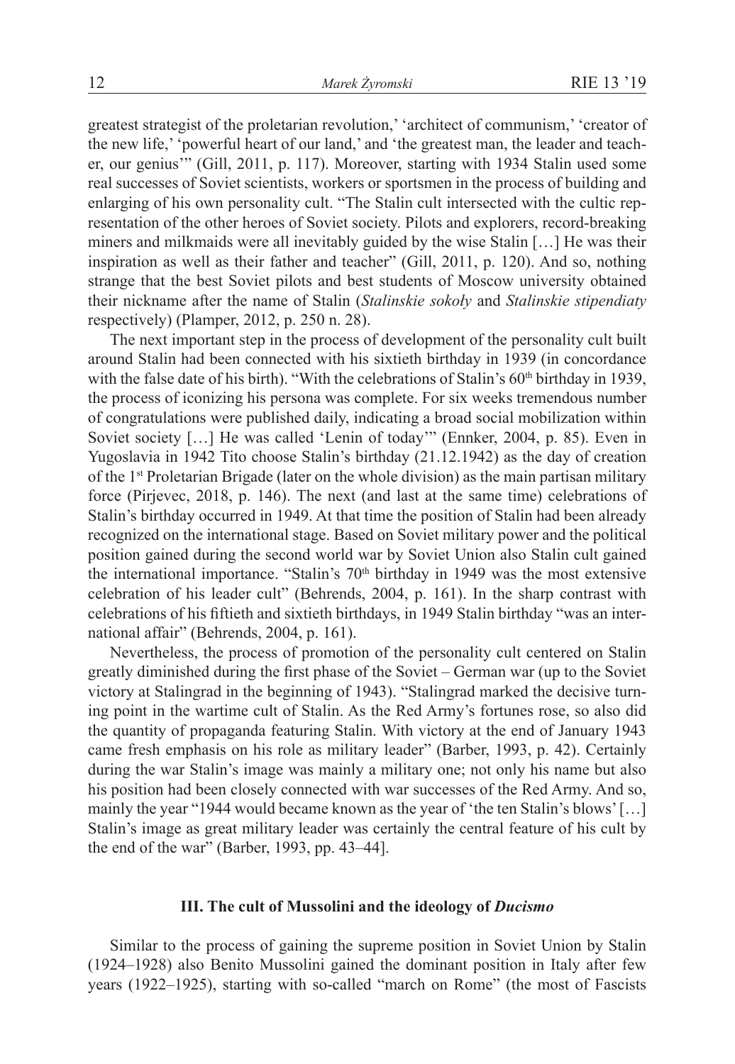greatest strategist of the proletarian revolution,' 'architect of communism,' 'creator of the new life,' 'powerful heart of our land,' and 'the greatest man, the leader and teacher, our genius'" (Gill, 2011, p. 117). Moreover, starting with 1934 Stalin used some real successes of Soviet scientists, workers or sportsmen in the process of building and enlarging of his own personality cult. "The Stalin cult intersected with the cultic representation of the other heroes of Soviet society. Pilots and explorers, record-breaking miners and milkmaids were all inevitably guided by the wise Stalin […] He was their inspiration as well as their father and teacher" (Gill, 2011, p. 120). And so, nothing strange that the best Soviet pilots and best students of Moscow university obtained their nickname after the name of Stalin (*Stalinskie sokoły* and *Stalinskie stipendiaty* respectively) (Plamper, 2012, p. 250 n. 28).

The next important step in the process of development of the personality cult built around Stalin had been connected with his sixtieth birthday in 1939 (in concordance with the false date of his birth). "With the celebrations of Stalin's 60th birthday in 1939, the process of iconizing his persona was complete. For six weeks tremendous number of congratulations were published daily, indicating a broad social mobilization within Soviet society […] He was called 'Lenin of today'" (Ennker, 2004, p. 85). Even in Yugoslavia in 1942 Tito choose Stalin's birthday (21.12.1942) as the day of creation of the 1st Proletarian Brigade (later on the whole division) as the main partisan military force (Pirjevec, 2018, p. 146). The next (and last at the same time) celebrations of Stalin's birthday occurred in 1949. At that time the position of Stalin had been already recognized on the international stage. Based on Soviet military power and the political position gained during the second world war by Soviet Union also Stalin cult gained the international importance. "Stalin's 70th birthday in 1949 was the most extensive celebration of his leader cult" (Behrends, 2004, p. 161). In the sharp contrast with celebrations of his fiftieth and sixtieth birthdays, in 1949 Stalin birthday "was an international affair" (Behrends, 2004, p. 161).

Nevertheless, the process of promotion of the personality cult centered on Stalin greatly diminished during the first phase of the Soviet – German war (up to the Soviet victory at Stalingrad in the beginning of 1943). "Stalingrad marked the decisive turning point in the wartime cult of Stalin. As the Red Army's fortunes rose, so also did the quantity of propaganda featuring Stalin. With victory at the end of January 1943 came fresh emphasis on his role as military leader" (Barber, 1993, p. 42). Certainly during the war Stalin's image was mainly a military one; not only his name but also his position had been closely connected with war successes of the Red Army. And so, mainly the year "1944 would became known as the year of 'the ten Stalin's blows' […] Stalin's image as great military leader was certainly the central feature of his cult by the end of the war" (Barber, 1993, pp. 43–44].

### III. The cult of Mussolini and the ideology of *Ducismo*

Similar to the process of gaining the supreme position in Soviet Union by Stalin (1924–1928) also Benito Mussolini gained the dominant position in Italy after few years (1922–1925), starting with so-called "march on Rome" (the most of Fascists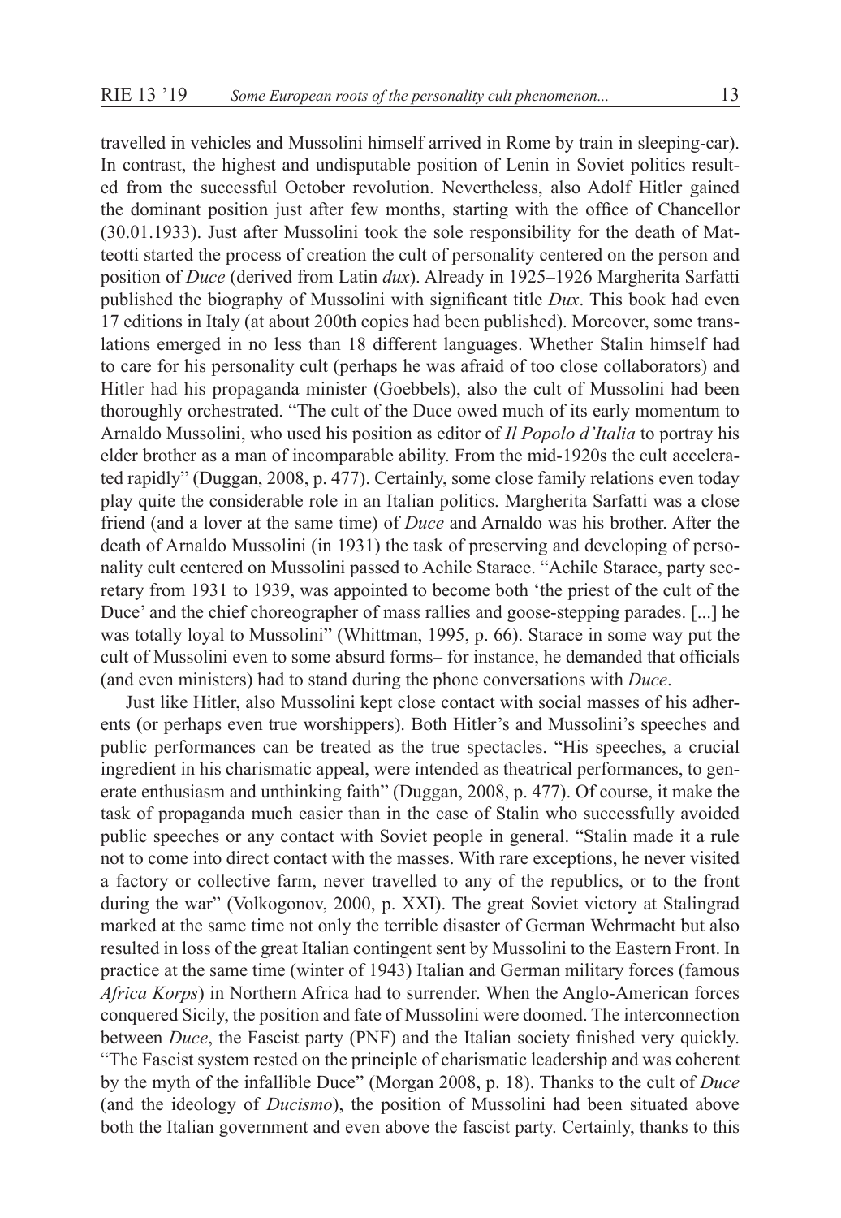travelled in vehicles and Mussolini himself arrived in Rome by train in sleeping-car). In contrast, the highest and undisputable position of Lenin in Soviet politics resulted from the successful October revolution. Nevertheless, also Adolf Hitler gained the dominant position just after few months, starting with the office of Chancellor (30.01.1933). Just after Mussolini took the sole responsibility for the death of Matteotti started the process of creation the cult of personality centered on the person and position of *Duce* (derived from Latin *dux*). Already in 1925–1926 Margherita Sarfatti published the biography of Mussolini with significant title *Dux*. This book had even 17 editions in Italy (at about 200th copies had been published). Moreover, some translations emerged in no less than 18 different languages. Whether Stalin himself had to care for his personality cult (perhaps he was afraid of too close collaborators) and Hitler had his propaganda minister (Goebbels), also the cult of Mussolini had been thoroughly orchestrated. "The cult of the Duce owed much of its early momentum to Arnaldo Mussolini, who used his position as editor of *Il Popolo d'Italia* to portray his elder brother as a man of incomparable ability. From the mid-1920s the cult accelerated rapidly" (Duggan, 2008, p. 477). Certainly, some close family relations even today play quite the considerable role in an Italian politics. Margherita Sarfatti was a close friend (and a lover at the same time) of *Duce* and Arnaldo was his brother. After the death of Arnaldo Mussolini (in 1931) the task of preserving and developing of personality cult centered on Mussolini passed to Achile Starace. "Achile Starace, party secretary from 1931 to 1939, was appointed to become both 'the priest of the cult of the Duce' and the chief choreographer of mass rallies and goose-stepping parades. [...] he was totally loyal to Mussolini" (Whittman, 1995, p. 66). Starace in some way put the cult of Mussolini even to some absurd forms– for instance, he demanded that officials (and even ministers) had to stand during the phone conversations with *Duce*.

Just like Hitler, also Mussolini kept close contact with social masses of his adherents (or perhaps even true worshippers). Both Hitler's and Mussolini's speeches and public performances can be treated as the true spectacles. "His speeches, a crucial ingredient in his charismatic appeal, were intended as theatrical performances, to generate enthusiasm and unthinking faith" (Duggan, 2008, p. 477). Of course, it make the task of propaganda much easier than in the case of Stalin who successfully avoided public speeches or any contact with Soviet people in general. "Stalin made it a rule not to come into direct contact with the masses. With rare exceptions, he never visited a factory or collective farm, never travelled to any of the republics, or to the front during the war" (Volkogonov, 2000, p. XXI). The great Soviet victory at Stalingrad marked at the same time not only the terrible disaster of German Wehrmacht but also resulted in loss of the great Italian contingent sent by Mussolini to the Eastern Front. In practice at the same time (winter of 1943) Italian and German military forces (famous *Africa Korps*) in Northern Africa had to surrender. When the Anglo-American forces conquered Sicily, the position and fate of Mussolini were doomed. The interconnection between *Duce*, the Fascist party (PNF) and the Italian society finished very quickly. "The Fascist system rested on the principle of charismatic leadership and was coherent by the myth of the infallible Duce" (Morgan 2008, p. 18). Thanks to the cult of *Duce* (and the ideology of *Ducismo*), the position of Mussolini had been situated above both the Italian government and even above the fascist party. Certainly, thanks to this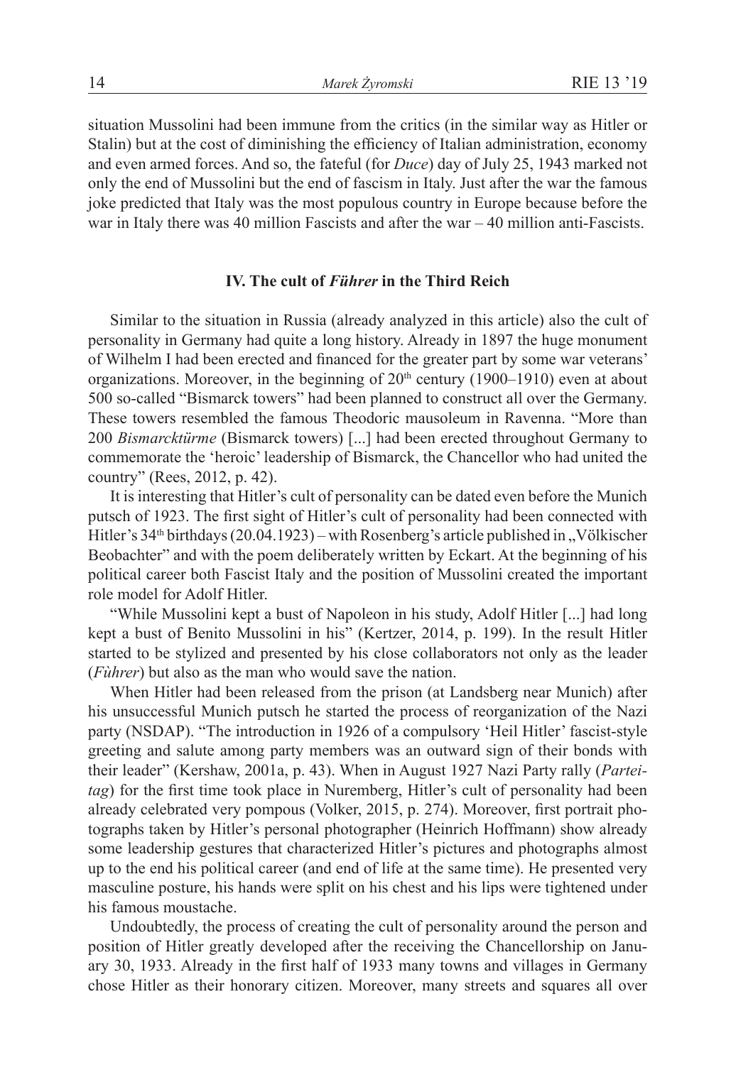situation Mussolini had been immune from the critics (in the similar way as Hitler or Stalin) but at the cost of diminishing the efficiency of Italian administration, economy and even armed forces. And so, the fateful (for *Duce*) day of July 25, 1943 marked not only the end of Mussolini but the end of fascism in Italy. Just after the war the famous joke predicted that Italy was the most populous country in Europe because before the war in Italy there was 40 million Fascists and after the war – 40 million anti-Fascists.

## IV. The cult of *Führer* in the Third Reich

Similar to the situation in Russia (already analyzed in this article) also the cult of personality in Germany had quite a long history. Already in 1897 the huge monument of Wilhelm I had been erected and financed for the greater part by some war veterans' organizations. Moreover, in the beginning of 20th century (1900–1910) even at about 500 so-called "Bismarck towers" had been planned to construct all over the Germany. These towers resembled the famous Theodoric mausoleum in Ravenna. "More than 200 *Bismarcktürme* (Bismarck towers) [...] had been erected throughout Germany to commemorate the 'heroic' leadership of Bismarck, the Chancellor who had united the country" (Rees, 2012, p. 42).

It is interesting that Hitler's cult of personality can be dated even before the Munich putsch of 1923. The first sight of Hitler's cult of personality had been connected with Hitler's 34th birthdays (20.04.1923) – with Rosenberg's article published in „Völkischer Beobachter" and with the poem deliberately written by Eckart. At the beginning of his political career both Fascist Italy and the position of Mussolini created the important role model for Adolf Hitler.

"While Mussolini kept a bust of Napoleon in his study, Adolf Hitler [...] had long kept a bust of Benito Mussolini in his" (Kertzer, 2014, p. 199). In the result Hitler started to be stylized and presented by his close collaborators not only as the leader (*Fùhrer*) but also as the man who would save the nation.

When Hitler had been released from the prison (at Landsberg near Munich) after his unsuccessful Munich putsch he started the process of reorganization of the Nazi party (NSDAP). "The introduction in 1926 of a compulsory 'Heil Hitler' fascist-style greeting and salute among party members was an outward sign of their bonds with their leader" (Kershaw, 2001a, p. 43). When in August 1927 Nazi Party rally (*Parteitag*) for the first time took place in Nuremberg, Hitler's cult of personality had been already celebrated very pompous (Volker, 2015, p. 274). Moreover, first portrait photographs taken by Hitler's personal photographer (Heinrich Hoffmann) show already some leadership gestures that characterized Hitler's pictures and photographs almost up to the end his political career (and end of life at the same time). He presented very masculine posture, his hands were split on his chest and his lips were tightened under his famous moustache.

Undoubtedly, the process of creating the cult of personality around the person and position of Hitler greatly developed after the receiving the Chancellorship on January 30, 1933. Already in the first half of 1933 many towns and villages in Germany chose Hitler as their honorary citizen. Moreover, many streets and squares all over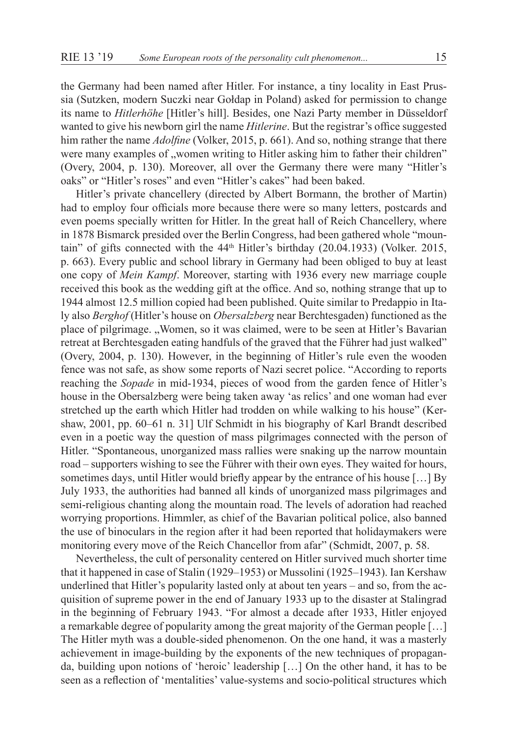the Germany had been named after Hitler. For instance, a tiny locality in East Prussia (Sutzken, modern Suczki near Gołdap in Poland) asked for permission to change its name to *Hitlerhöhe* [Hitler's hill]. Besides, one Nazi Party member in Düsseldorf wanted to give his newborn girl the name *Hitlerine*. But the registrar's office suggested him rather the name *Adolfine* (Volker, 2015, p. 661). And so, nothing strange that there were many examples of „women writing to Hitler asking him to father their children" (Overy, 2004, p. 130). Moreover, all over the Germany there were many "Hitler's oaks" or "Hitler's roses" and even "Hitler's cakes" had been baked.

Hitler's private chancellery (directed by Albert Bormann, the brother of Martin) had to employ four officials more because there were so many letters, postcards and even poems specially written for Hitler. In the great hall of Reich Chancellery, where in 1878 Bismarck presided over the Berlin Congress, had been gathered whole "mountain" of gifts connected with the 44th Hitler's birthday (20.04.1933) (Volker. 2015, p. 663). Every public and school library in Germany had been obliged to buy at least one copy of *Mein Kampf*. Moreover, starting with 1936 every new marriage couple received this book as the wedding gift at the office. And so, nothing strange that up to 1944 almost 12.5 million copied had been published. Quite similar to Predappio in Italy also *Berghof* (Hitler's house on *Obersalzberg* near Berchtesgaden) functioned as the place of pilgrimage. „Women, so it was claimed, were to be seen at Hitler's Bavarian retreat at Berchtesgaden eating handfuls of the graved that the Führer had just walked" (Overy, 2004, p. 130). However, in the beginning of Hitler's rule even the wooden fence was not safe, as show some reports of Nazi secret police. "According to reports reaching the *Sopade* in mid-1934, pieces of wood from the garden fence of Hitler's house in the Obersalzberg were being taken away 'as relics' and one woman had ever stretched up the earth which Hitler had trodden on while walking to his house" (Kershaw, 2001, pp. 60–61 n. 31] Ulf Schmidt in his biography of Karl Brandt described even in a poetic way the question of mass pilgrimages connected with the person of Hitler. "Spontaneous, unorganized mass rallies were snaking up the narrow mountain road – supporters wishing to see the Führer with their own eyes. They waited for hours, sometimes days, until Hitler would briefly appear by the entrance of his house […] By July 1933, the authorities had banned all kinds of unorganized mass pilgrimages and semi-religious chanting along the mountain road. The levels of adoration had reached worrying proportions. Himmler, as chief of the Bavarian political police, also banned the use of binoculars in the region after it had been reported that holidaymakers were monitoring every move of the Reich Chancellor from afar" (Schmidt, 2007, p. 58.

Nevertheless, the cult of personality centered on Hitler survived much shorter time that it happened in case of Stalin (1929–1953) or Mussolini (1925–1943). Ian Kershaw underlined that Hitler's popularity lasted only at about ten years – and so, from the acquisition of supreme power in the end of January 1933 up to the disaster at Stalingrad in the beginning of February 1943. "For almost a decade after 1933, Hitler enjoyed a remarkable degree of popularity among the great majority of the German people […] The Hitler myth was a double-sided phenomenon. On the one hand, it was a masterly achievement in image-building by the exponents of the new techniques of propaganda, building upon notions of 'heroic' leadership […] On the other hand, it has to be seen as a reflection of 'mentalities' value-systems and socio-political structures which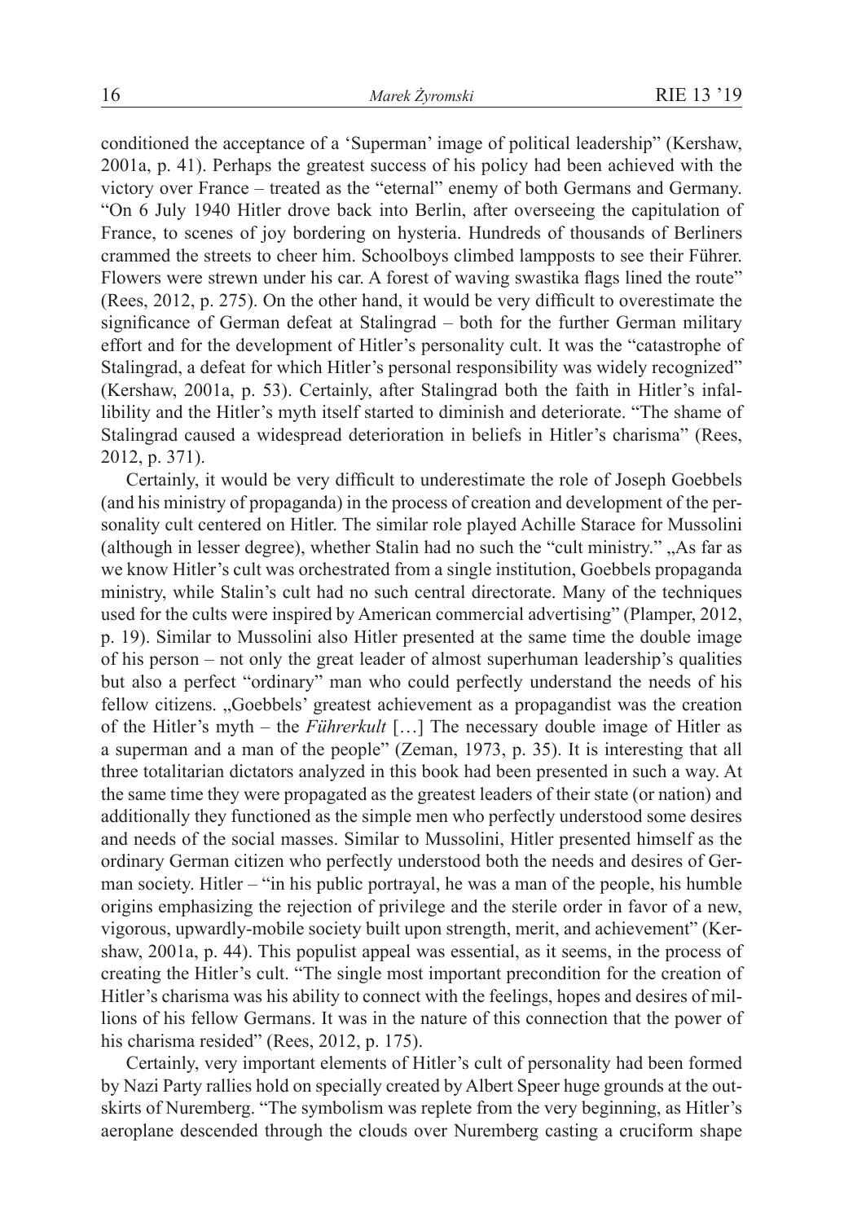conditioned the acceptance of a 'Superman' image of political leadership" (Kershaw, 2001a, p. 41). Perhaps the greatest success of his policy had been achieved with the victory over France – treated as the "eternal" enemy of both Germans and Germany. "On 6 July 1940 Hitler drove back into Berlin, after overseeing the capitulation of France, to scenes of joy bordering on hysteria. Hundreds of thousands of Berliners crammed the streets to cheer him. Schoolboys climbed lampposts to see their Führer. Flowers were strewn under his car. A forest of waving swastika flags lined the route" (Rees, 2012, p. 275). On the other hand, it would be very difficult to overestimate the significance of German defeat at Stalingrad – both for the further German military effort and for the development of Hitler's personality cult. It was the "catastrophe of Stalingrad, a defeat for which Hitler's personal responsibility was widely recognized" (Kershaw, 2001a, p. 53). Certainly, after Stalingrad both the faith in Hitler's infallibility and the Hitler's myth itself started to diminish and deteriorate. "The shame of Stalingrad caused a widespread deterioration in beliefs in Hitler's charisma" (Rees, 2012, p. 371).

Certainly, it would be very difficult to underestimate the role of Joseph Goebbels (and his ministry of propaganda) in the process of creation and development of the personality cult centered on Hitler. The similar role played Achille Starace for Mussolini (although in lesser degree), whether Stalin had no such the "cult ministry." „As far as we know Hitler's cult was orchestrated from a single institution, Goebbels propaganda ministry, while Stalin's cult had no such central directorate. Many of the techniques used for the cults were inspired by American commercial advertising" (Plamper, 2012, p. 19). Similar to Mussolini also Hitler presented at the same time the double image of his person – not only the great leader of almost superhuman leadership's qualities but also a perfect "ordinary" man who could perfectly understand the needs of his fellow citizens. „Goebbels' greatest achievement as a propagandist was the creation of the Hitler's myth – the *Führerkult* […] The necessary double image of Hitler as a superman and a man of the people" (Zeman, 1973, p. 35). It is interesting that all three totalitarian dictators analyzed in this book had been presented in such a way. At the same time they were propagated as the greatest leaders of their state (or nation) and additionally they functioned as the simple men who perfectly understood some desires and needs of the social masses. Similar to Mussolini, Hitler presented himself as the ordinary German citizen who perfectly understood both the needs and desires of German society. Hitler – "in his public portrayal, he was a man of the people, his humble origins emphasizing the rejection of privilege and the sterile order in favor of a new, vigorous, upwardly-mobile society built upon strength, merit, and achievement" (Kershaw, 2001a, p. 44). This populist appeal was essential, as it seems, in the process of creating the Hitler's cult. "The single most important precondition for the creation of Hitler's charisma was his ability to connect with the feelings, hopes and desires of millions of his fellow Germans. It was in the nature of this connection that the power of his charisma resided" (Rees, 2012, p. 175).

Certainly, very important elements of Hitler's cult of personality had been formed by Nazi Party rallies hold on specially created by Albert Speer huge grounds at the outskirts of Nuremberg. "The symbolism was replete from the very beginning, as Hitler's aeroplane descended through the clouds over Nuremberg casting a cruciform shape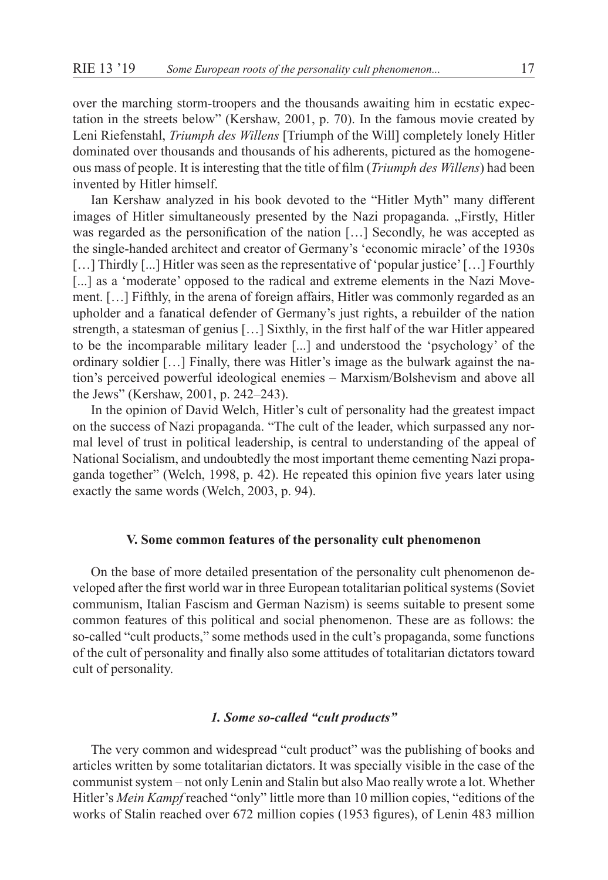over the marching storm-troopers and the thousands awaiting him in ecstatic expectation in the streets below" (Kershaw, 2001, p. 70). In the famous movie created by Leni Riefenstahl, *Triumph des Willens* [Triumph of the Will] completely lonely Hitler dominated over thousands and thousands of his adherents, pictured as the homogeneous mass of people. It is interesting that the title of film (*Triumph des Willens*) had been invented by Hitler himself.

Ian Kershaw analyzed in his book devoted to the "Hitler Myth" many different images of Hitler simultaneously presented by the Nazi propaganda. „Firstly, Hitler was regarded as the personification of the nation […] Secondly, he was accepted as the single-handed architect and creator of Germany's 'economic miracle' of the 1930s […] Thirdly [...] Hitler was seen as the representative of 'popular justice' […] Fourthly [...] as a 'moderate' opposed to the radical and extreme elements in the Nazi Movement. […] Fifthly, in the arena of foreign affairs, Hitler was commonly regarded as an upholder and a fanatical defender of Germany's just rights, a rebuilder of the nation strength, a statesman of genius […] Sixthly, in the first half of the war Hitler appeared to be the incomparable military leader [...] and understood the 'psychology' of the ordinary soldier […] Finally, there was Hitler's image as the bulwark against the nation's perceived powerful ideological enemies – Marxism/Bolshevism and above all the Jews" (Kershaw, 2001, p. 242–243).

In the opinion of David Welch, Hitler's cult of personality had the greatest impact on the success of Nazi propaganda. "The cult of the leader, which surpassed any normal level of trust in political leadership, is central to understanding of the appeal of National Socialism, and undoubtedly the most important theme cementing Nazi propaganda together" (Welch, 1998, p. 42). He repeated this opinion five years later using exactly the same words (Welch, 2003, p. 94).

## V. Some common features of the personality cult phenomenon

On the base of more detailed presentation of the personality cult phenomenon developed after the first world war in three European totalitarian political systems (Soviet communism, Italian Fascism and German Nazism) is seems suitable to present some common features of this political and social phenomenon. These are as follows: the so-called "cult products," some methods used in the cult's propaganda, some functions of the cult of personality and finally also some attitudes of totalitarian dictators toward cult of personality.

### *1. Some so-called "cult products"*

The very common and widespread "cult product" was the publishing of books and articles written by some totalitarian dictators. It was specially visible in the case of the communist system – not only Lenin and Stalin but also Mao really wrote a lot. Whether Hitler's *Mein Kampf* reached "only" little more than 10 million copies, "editions of the works of Stalin reached over 672 million copies (1953 figures), of Lenin 483 million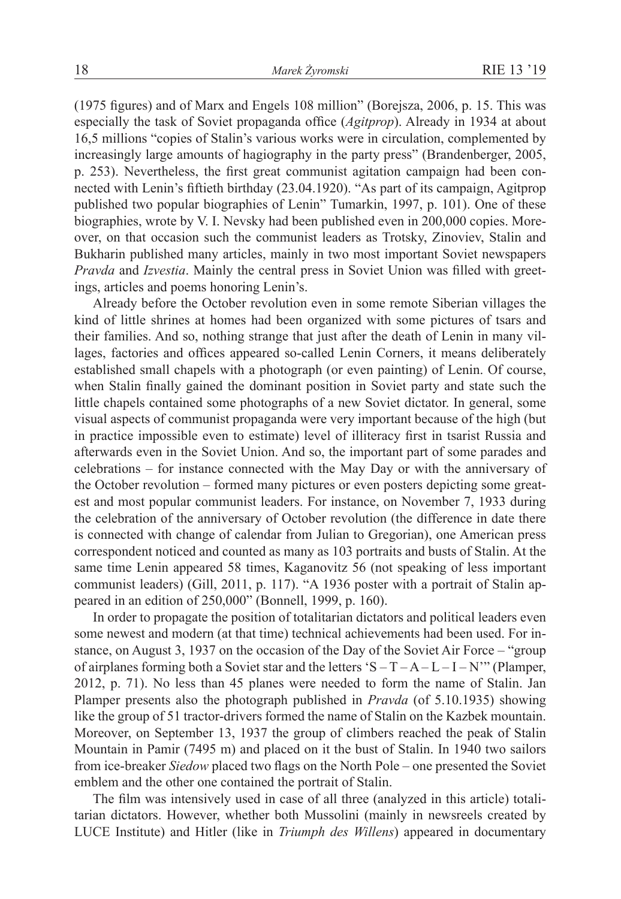(1975 figures) and of Marx and Engels 108 million" (Borejsza, 2006, p. 15. This was especially the task of Soviet propaganda office (*Agitprop*). Already in 1934 at about 16,5 millions "copies of Stalin's various works were in circulation, complemented by increasingly large amounts of hagiography in the party press" (Brandenberger, 2005, p. 253). Nevertheless, the first great communist agitation campaign had been connected with Lenin's fiftieth birthday (23.04.1920). "As part of its campaign, Agitprop published two popular biographies of Lenin" Tumarkin, 1997, p. 101). One of these biographies, wrote by V. I. Nevsky had been published even in 200,000 copies. Moreover, on that occasion such the communist leaders as Trotsky, Zinoviev, Stalin and Bukharin published many articles, mainly in two most important Soviet newspapers *Pravda* and *Izvestia*. Mainly the central press in Soviet Union was filled with greetings, articles and poems honoring Lenin's.

Already before the October revolution even in some remote Siberian villages the kind of little shrines at homes had been organized with some pictures of tsars and their families. And so, nothing strange that just after the death of Lenin in many villages, factories and offices appeared so-called Lenin Corners, it means deliberately established small chapels with a photograph (or even painting) of Lenin. Of course, when Stalin finally gained the dominant position in Soviet party and state such the little chapels contained some photographs of a new Soviet dictator. In general, some visual aspects of communist propaganda were very important because of the high (but in practice impossible even to estimate) level of illiteracy first in tsarist Russia and afterwards even in the Soviet Union. And so, the important part of some parades and celebrations – for instance connected with the May Day or with the anniversary of the October revolution – formed many pictures or even posters depicting some greatest and most popular communist leaders. For instance, on November 7, 1933 during the celebration of the anniversary of October revolution (the difference in date there is connected with change of calendar from Julian to Gregorian), one American press correspondent noticed and counted as many as 103 portraits and busts of Stalin. At the same time Lenin appeared 58 times, Kaganovitz 56 (not speaking of less important communist leaders) (Gill, 2011, p. 117). "A 1936 poster with a portrait of Stalin appeared in an edition of 250,000" (Bonnell, 1999, p. 160).

In order to propagate the position of totalitarian dictators and political leaders even some newest and modern (at that time) technical achievements had been used. For instance, on August 3, 1937 on the occasion of the Day of the Soviet Air Force – "group of airplanes forming both a Soviet star and the letters 'S – T – A – L – I – N'" (Plamper, 2012, p. 71). No less than 45 planes were needed to form the name of Stalin. Jan Plamper presents also the photograph published in *Pravda* (of 5.10.1935) showing like the group of 51 tractor-drivers formed the name of Stalin on the Kazbek mountain. Moreover, on September 13, 1937 the group of climbers reached the peak of Stalin Mountain in Pamir (7495 m) and placed on it the bust of Stalin. In 1940 two sailors from ice-breaker *Siedow* placed two flags on the North Pole – one presented the Soviet emblem and the other one contained the portrait of Stalin.

The film was intensively used in case of all three (analyzed in this article) totalitarian dictators. However, whether both Mussolini (mainly in newsreels created by LUCE Institute) and Hitler (like in *Triumph des Willens*) appeared in documentary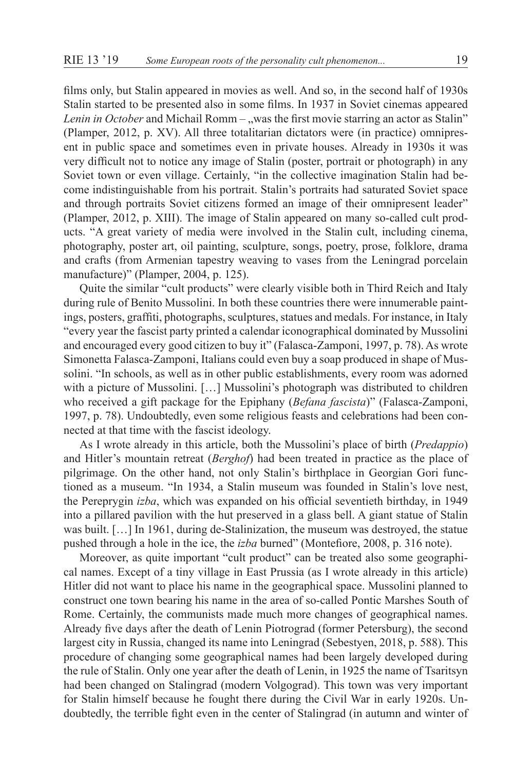films only, but Stalin appeared in movies as well. And so, in the second half of 1930s Stalin started to be presented also in some films. In 1937 in Soviet cinemas appeared *Lenin in October* and Michail Romm – „was the first movie starring an actor as Stalin" (Plamper, 2012, p. XV). All three totalitarian dictators were (in practice) omnipresent in public space and sometimes even in private houses. Already in 1930s it was very difficult not to notice any image of Stalin (poster, portrait or photograph) in any Soviet town or even village. Certainly, "in the collective imagination Stalin had become indistinguishable from his portrait. Stalin's portraits had saturated Soviet space and through portraits Soviet citizens formed an image of their omnipresent leader" (Plamper, 2012, p. XIII). The image of Stalin appeared on many so-called cult products. "A great variety of media were involved in the Stalin cult, including cinema, photography, poster art, oil painting, sculpture, songs, poetry, prose, folklore, drama and crafts (from Armenian tapestry weaving to vases from the Leningrad porcelain manufacture)" (Plamper, 2004, p. 125).

Quite the similar "cult products" were clearly visible both in Third Reich and Italy during rule of Benito Mussolini. In both these countries there were innumerable paintings, posters, graffiti, photographs, sculptures, statues and medals. For instance, in Italy "every year the fascist party printed a calendar iconographical dominated by Mussolini and encouraged every good citizen to buy it" (Falasca-Zamponi, 1997, p. 78). As wrote Simonetta Falasca-Zamponi, Italians could even buy a soap produced in shape of Mussolini. "In schools, as well as in other public establishments, every room was adorned with a picture of Mussolini. […] Mussolini's photograph was distributed to children who received a gift package for the Epiphany (*Befana fascista*)" (Falasca-Zamponi, 1997, p. 78). Undoubtedly, even some religious feasts and celebrations had been connected at that time with the fascist ideology.

As I wrote already in this article, both the Mussolini's place of birth (*Predappio*) and Hitler's mountain retreat (*Berghof*) had been treated in practice as the place of pilgrimage. On the other hand, not only Stalin's birthplace in Georgian Gori functioned as a museum. "In 1934, a Stalin museum was founded in Stalin's love nest, the Pereprygin *izba*, which was expanded on his official seventieth birthday, in 1949 into a pillared pavilion with the hut preserved in a glass bell. A giant statue of Stalin was built. […] In 1961, during de-Stalinization, the museum was destroyed, the statue pushed through a hole in the ice, the *izba* burned" (Montefiore, 2008, p. 316 note).

Moreover, as quite important "cult product" can be treated also some geographical names. Except of a tiny village in East Prussia (as I wrote already in this article) Hitler did not want to place his name in the geographical space. Mussolini planned to construct one town bearing his name in the area of so-called Pontic Marshes South of Rome. Certainly, the communists made much more changes of geographical names. Already five days after the death of Lenin Piotrograd (former Petersburg), the second largest city in Russia, changed its name into Leningrad (Sebestyen, 2018, p. 588). This procedure of changing some geographical names had been largely developed during the rule of Stalin. Only one year after the death of Lenin, in 1925 the name of Tsaritsyn had been changed on Stalingrad (modern Volgograd). This town was very important for Stalin himself because he fought there during the Civil War in early 1920s. Undoubtedly, the terrible fight even in the center of Stalingrad (in autumn and winter of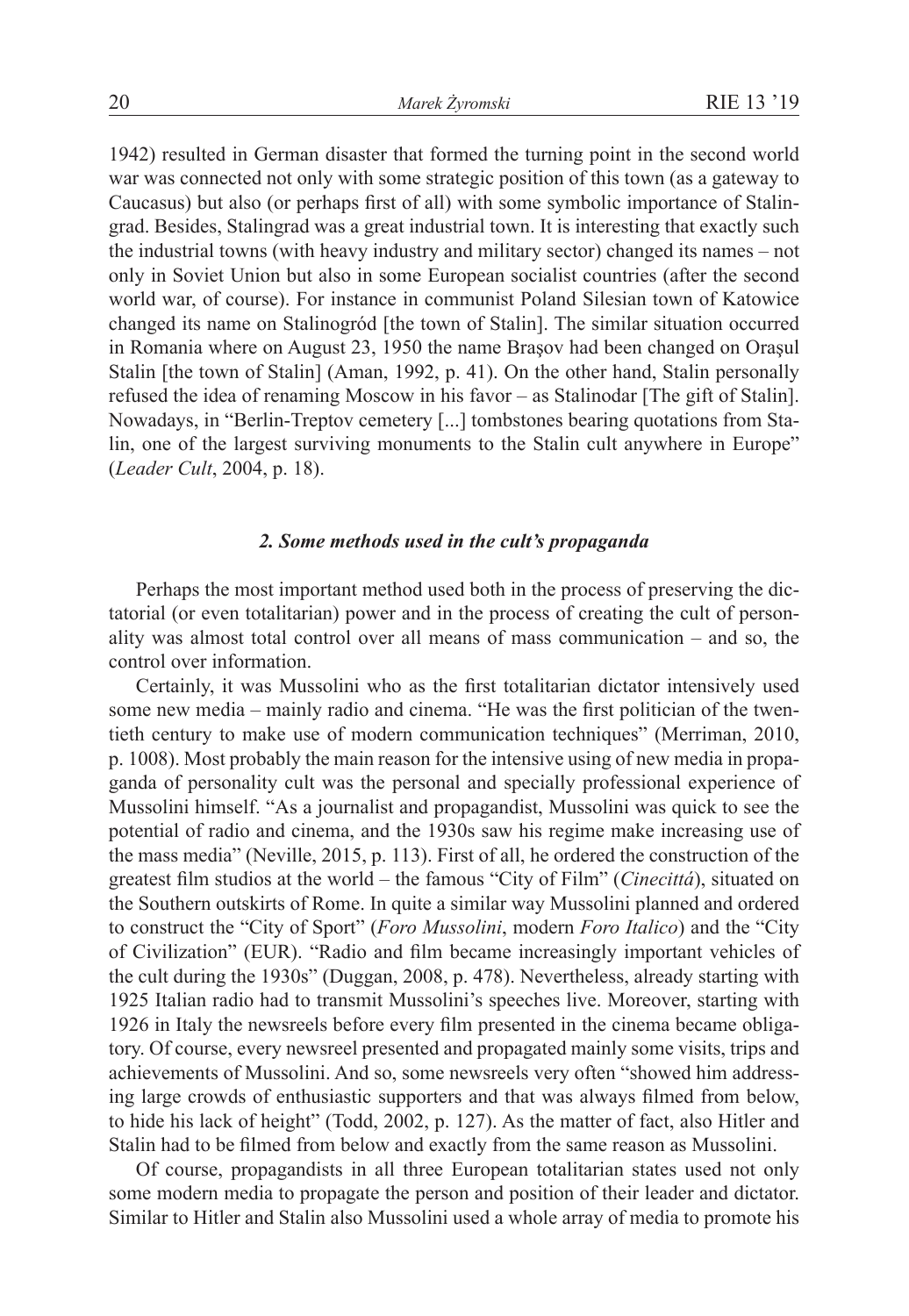1942) resulted in German disaster that formed the turning point in the second world war was connected not only with some strategic position of this town (as a gateway to Caucasus) but also (or perhaps first of all) with some symbolic importance of Stalingrad. Besides, Stalingrad was a great industrial town. It is interesting that exactly such the industrial towns (with heavy industry and military sector) changed its names – not only in Soviet Union but also in some European socialist countries (after the second world war, of course). For instance in communist Poland Silesian town of Katowice changed its name on Stalinogród [the town of Stalin]. The similar situation occurred in Romania where on August 23, 1950 the name Brașov had been changed on Orașul Stalin [the town of Stalin] (Aman, 1992, p. 41). On the other hand, Stalin personally refused the idea of renaming Moscow in his favor – as Stalinodar [The gift of Stalin]. Nowadays, in "Berlin-Treptov cemetery [...] tombstones bearing quotations from Stalin, one of the largest surviving monuments to the Stalin cult anywhere in Europe" (*Leader Cult*, 2004, p. 18).

### *2. Some methods used in the cult's propaganda*

Perhaps the most important method used both in the process of preserving the dictatorial (or even totalitarian) power and in the process of creating the cult of personality was almost total control over all means of mass communication – and so, the control over information.

Certainly, it was Mussolini who as the first totalitarian dictator intensively used some new media – mainly radio and cinema. "He was the first politician of the twentieth century to make use of modern communication techniques" (Merriman, 2010, p. 1008). Most probably the main reason for the intensive using of new media in propaganda of personality cult was the personal and specially professional experience of Mussolini himself. "As a journalist and propagandist, Mussolini was quick to see the potential of radio and cinema, and the 1930s saw his regime make increasing use of the mass media" (Neville, 2015, p. 113). First of all, he ordered the construction of the greatest film studios at the world – the famous "City of Film" (*Cinecittá*), situated on the Southern outskirts of Rome. In quite a similar way Mussolini planned and ordered to construct the "City of Sport" (*Foro Mussolini*, modern *Foro Italico*) and the "City of Civilization" (EUR). "Radio and film became increasingly important vehicles of the cult during the 1930s" (Duggan, 2008, p. 478). Nevertheless, already starting with 1925 Italian radio had to transmit Mussolini's speeches live. Moreover, starting with 1926 in Italy the newsreels before every film presented in the cinema became obligatory. Of course, every newsreel presented and propagated mainly some visits, trips and achievements of Mussolini. And so, some newsreels very often "showed him addressing large crowds of enthusiastic supporters and that was always filmed from below, to hide his lack of height" (Todd, 2002, p. 127). As the matter of fact, also Hitler and Stalin had to be filmed from below and exactly from the same reason as Mussolini.

Of course, propagandists in all three European totalitarian states used not only some modern media to propagate the person and position of their leader and dictator. Similar to Hitler and Stalin also Mussolini used a whole array of media to promote his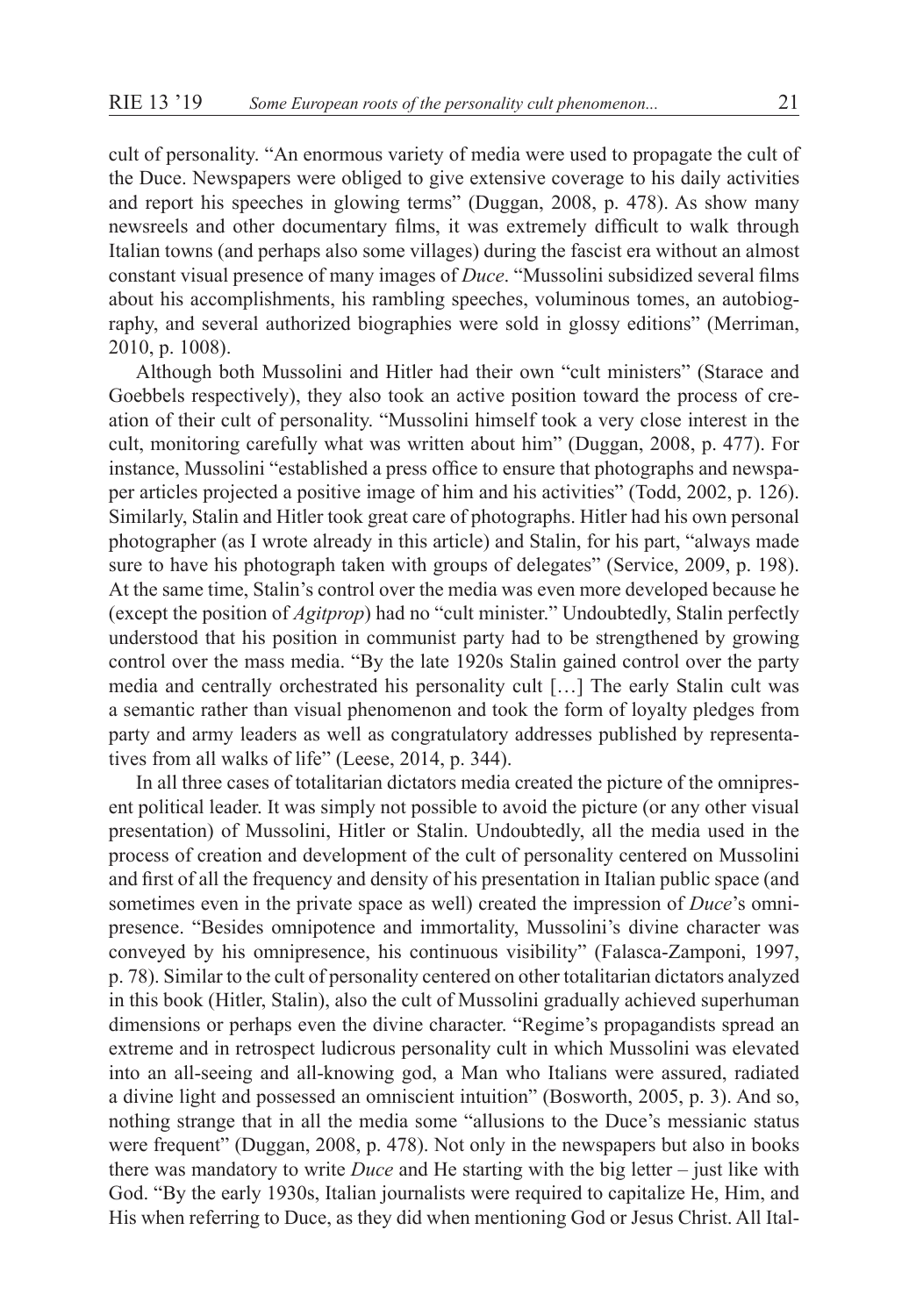cult of personality. "An enormous variety of media were used to propagate the cult of the Duce. Newspapers were obliged to give extensive coverage to his daily activities and report his speeches in glowing terms" (Duggan, 2008, p. 478). As show many newsreels and other documentary films, it was extremely difficult to walk through Italian towns (and perhaps also some villages) during the fascist era without an almost constant visual presence of many images of *Duce*. "Mussolini subsidized several films about his accomplishments, his rambling speeches, voluminous tomes, an autobiography, and several authorized biographies were sold in glossy editions" (Merriman, 2010, p. 1008).

Although both Mussolini and Hitler had their own "cult ministers" (Starace and Goebbels respectively), they also took an active position toward the process of creation of their cult of personality. "Mussolini himself took a very close interest in the cult, monitoring carefully what was written about him" (Duggan, 2008, p. 477). For instance, Mussolini "established a press office to ensure that photographs and newspaper articles projected a positive image of him and his activities" (Todd, 2002, p. 126). Similarly, Stalin and Hitler took great care of photographs. Hitler had his own personal photographer (as I wrote already in this article) and Stalin, for his part, "always made sure to have his photograph taken with groups of delegates" (Service, 2009, p. 198). At the same time, Stalin's control over the media was even more developed because he (except the position of *Agitprop*) had no "cult minister." Undoubtedly, Stalin perfectly understood that his position in communist party had to be strengthened by growing control over the mass media. "By the late 1920s Stalin gained control over the party media and centrally orchestrated his personality cult […] The early Stalin cult was a semantic rather than visual phenomenon and took the form of loyalty pledges from party and army leaders as well as congratulatory addresses published by representatives from all walks of life" (Leese, 2014, p. 344).

In all three cases of totalitarian dictators media created the picture of the omnipresent political leader. It was simply not possible to avoid the picture (or any other visual presentation) of Mussolini, Hitler or Stalin. Undoubtedly, all the media used in the process of creation and development of the cult of personality centered on Mussolini and first of all the frequency and density of his presentation in Italian public space (and sometimes even in the private space as well) created the impression of *Duce*'s omnipresence. "Besides omnipotence and immortality, Mussolini's divine character was conveyed by his omnipresence, his continuous visibility" (Falasca-Zamponi, 1997, p. 78). Similar to the cult of personality centered on other totalitarian dictators analyzed in this book (Hitler, Stalin), also the cult of Mussolini gradually achieved superhuman dimensions or perhaps even the divine character. "Regime's propagandists spread an extreme and in retrospect ludicrous personality cult in which Mussolini was elevated into an all-seeing and all-knowing god, a Man who Italians were assured, radiated a divine light and possessed an omniscient intuition" (Bosworth, 2005, p. 3). And so, nothing strange that in all the media some "allusions to the Duce's messianic status were frequent" (Duggan, 2008, p. 478). Not only in the newspapers but also in books there was mandatory to write *Duce* and He starting with the big letter – just like with God. "By the early 1930s, Italian journalists were required to capitalize He, Him, and His when referring to Duce, as they did when mentioning God or Jesus Christ. All Ital-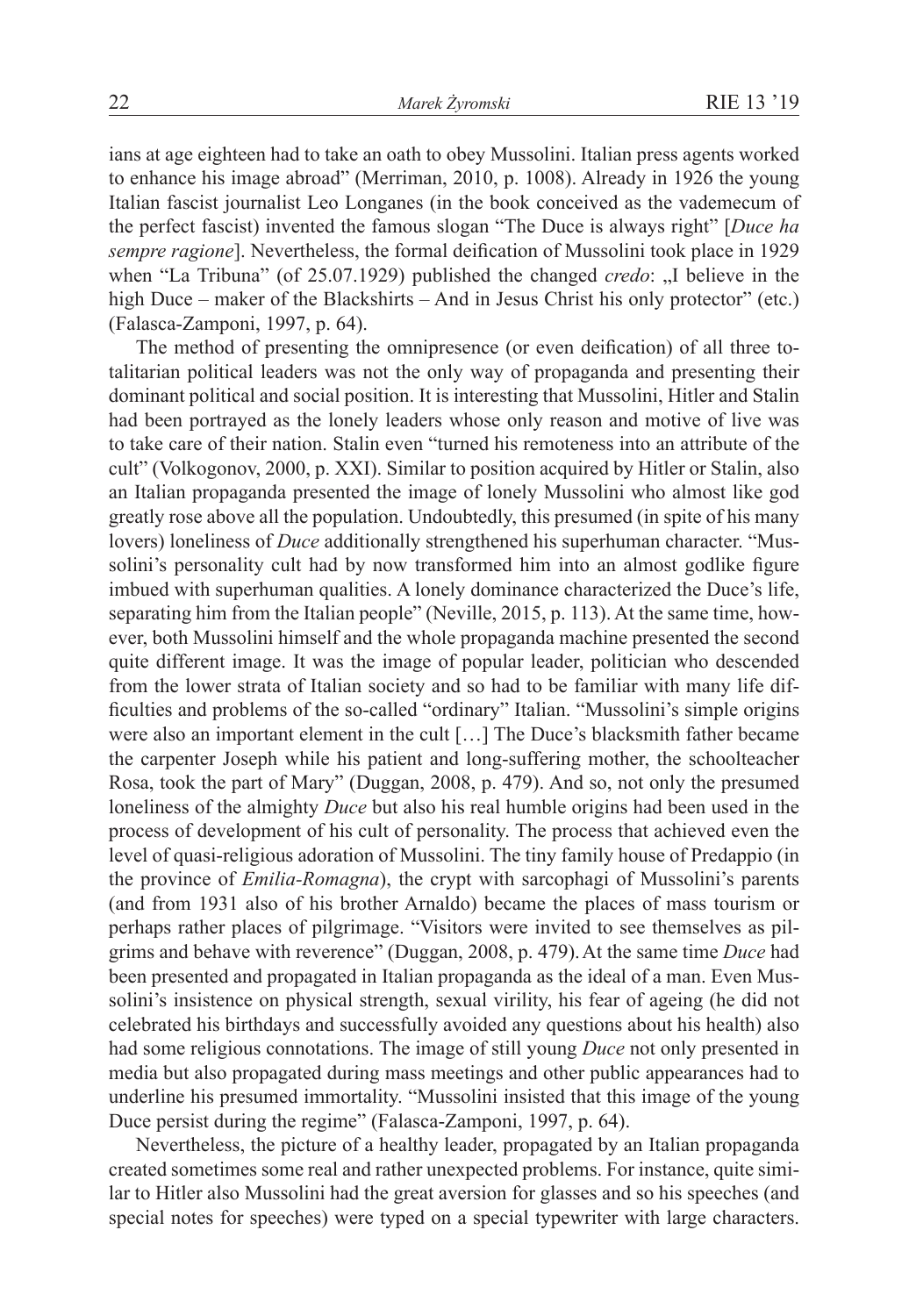ians at age eighteen had to take an oath to obey Mussolini. Italian press agents worked to enhance his image abroad" (Merriman, 2010, p. 1008). Already in 1926 the young Italian fascist journalist Leo Longanes (in the book conceived as the vademecum of the perfect fascist) invented the famous slogan "The Duce is always right" [*Duce ha sempre ragione*]. Nevertheless, the formal deification of Mussolini took place in 1929 when "La Tribuna" (of 25.07.1929) published the changed *credo*: „I believe in the high Duce – maker of the Blackshirts – And in Jesus Christ his only protector" (etc.) (Falasca-Zamponi, 1997, p. 64).

The method of presenting the omnipresence (or even deification) of all three totalitarian political leaders was not the only way of propaganda and presenting their dominant political and social position. It is interesting that Mussolini, Hitler and Stalin had been portrayed as the lonely leaders whose only reason and motive of live was to take care of their nation. Stalin even "turned his remoteness into an attribute of the cult" (Volkogonov, 2000, p. XXI). Similar to position acquired by Hitler or Stalin, also an Italian propaganda presented the image of lonely Mussolini who almost like god greatly rose above all the population. Undoubtedly, this presumed (in spite of his many lovers) loneliness of *Duce* additionally strengthened his superhuman character. "Mussolini's personality cult had by now transformed him into an almost godlike figure imbued with superhuman qualities. A lonely dominance characterized the Duce's life, separating him from the Italian people" (Neville, 2015, p. 113). At the same time, however, both Mussolini himself and the whole propaganda machine presented the second quite different image. It was the image of popular leader, politician who descended from the lower strata of Italian society and so had to be familiar with many life difficulties and problems of the so-called "ordinary" Italian. "Mussolini's simple origins were also an important element in the cult […] The Duce's blacksmith father became the carpenter Joseph while his patient and long-suffering mother, the schoolteacher Rosa, took the part of Mary" (Duggan, 2008, p. 479). And so, not only the presumed loneliness of the almighty *Duce* but also his real humble origins had been used in the process of development of his cult of personality. The process that achieved even the level of quasi-religious adoration of Mussolini. The tiny family house of Predappio (in the province of *Emilia-Romagna*), the crypt with sarcophagi of Mussolini's parents (and from 1931 also of his brother Arnaldo) became the places of mass tourism or perhaps rather places of pilgrimage. "Visitors were invited to see themselves as pilgrims and behave with reverence" (Duggan, 2008, p. 479). At the same time *Duce* had been presented and propagated in Italian propaganda as the ideal of a man. Even Mussolini's insistence on physical strength, sexual virility, his fear of ageing (he did not celebrated his birthdays and successfully avoided any questions about his health) also had some religious connotations. The image of still young *Duce* not only presented in media but also propagated during mass meetings and other public appearances had to underline his presumed immortality. "Mussolini insisted that this image of the young Duce persist during the regime" (Falasca-Zamponi, 1997, p. 64).

Nevertheless, the picture of a healthy leader, propagated by an Italian propaganda created sometimes some real and rather unexpected problems. For instance, quite similar to Hitler also Mussolini had the great aversion for glasses and so his speeches (and special notes for speeches) were typed on a special typewriter with large characters.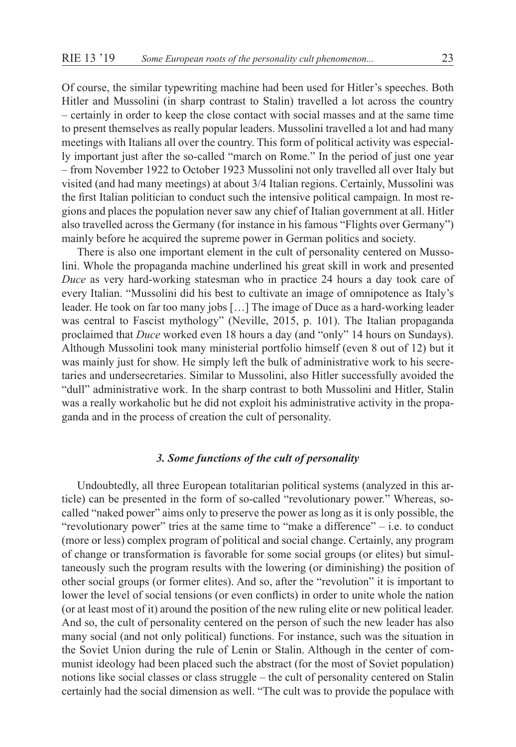Of course, the similar typewriting machine had been used for Hitler's speeches. Both Hitler and Mussolini (in sharp contrast to Stalin) travelled a lot across the country – certainly in order to keep the close contact with social masses and at the same time to present themselves as really popular leaders. Mussolini travelled a lot and had many meetings with Italians all over the country. This form of political activity was especially important just after the so-called "march on Rome." In the period of just one year – from November 1922 to October 1923 Mussolini not only travelled all over Italy but visited (and had many meetings) at about 3/4 Italian regions. Certainly, Mussolini was the first Italian politician to conduct such the intensive political campaign. In most regions and places the population never saw any chief of Italian government at all. Hitler also travelled across the Germany (for instance in his famous "Flights over Germany") mainly before he acquired the supreme power in German politics and society.

There is also one important element in the cult of personality centered on Mussolini. Whole the propaganda machine underlined his great skill in work and presented *Duce* as very hard-working statesman who in practice 24 hours a day took care of every Italian. "Mussolini did his best to cultivate an image of omnipotence as Italy's leader. He took on far too many jobs […] The image of Duce as a hard-working leader was central to Fascist mythology" (Neville, 2015, p. 101). The Italian propaganda proclaimed that *Duce* worked even 18 hours a day (and "only" 14 hours on Sundays). Although Mussolini took many ministerial portfolio himself (even 8 out of 12) but it was mainly just for show. He simply left the bulk of administrative work to his secretaries and undersecretaries. Similar to Mussolini, also Hitler successfully avoided the "dull" administrative work. In the sharp contrast to both Mussolini and Hitler, Stalin was a really workaholic but he did not exploit his administrative activity in the propaganda and in the process of creation the cult of personality.

### *3. Some functions of the cult of personality*

Undoubtedly, all three European totalitarian political systems (analyzed in this article) can be presented in the form of so-called "revolutionary power." Whereas, so-called "naked power" aims only to preserve the power as long as it is only possible, the "revolutionary power" tries at the same time to "make a difference" – i.e. to conduct (more or less) complex program of political and social change. Certainly, any program of change or transformation is favorable for some social groups (or elites) but simultaneously such the program results with the lowering (or diminishing) the position of other social groups (or former elites). And so, after the "revolution" it is important to lower the level of social tensions (or even conflicts) in order to unite whole the nation (or at least most of it) around the position of the new ruling elite or new political leader. And so, the cult of personality centered on the person of such the new leader has also many social (and not only political) functions. For instance, such was the situation in the Soviet Union during the rule of Lenin or Stalin. Although in the center of communist ideology had been placed such the abstract (for the most of Soviet population) notions like social classes or class struggle – the cult of personality centered on Stalin certainly had the social dimension as well. "The cult was to provide the populace with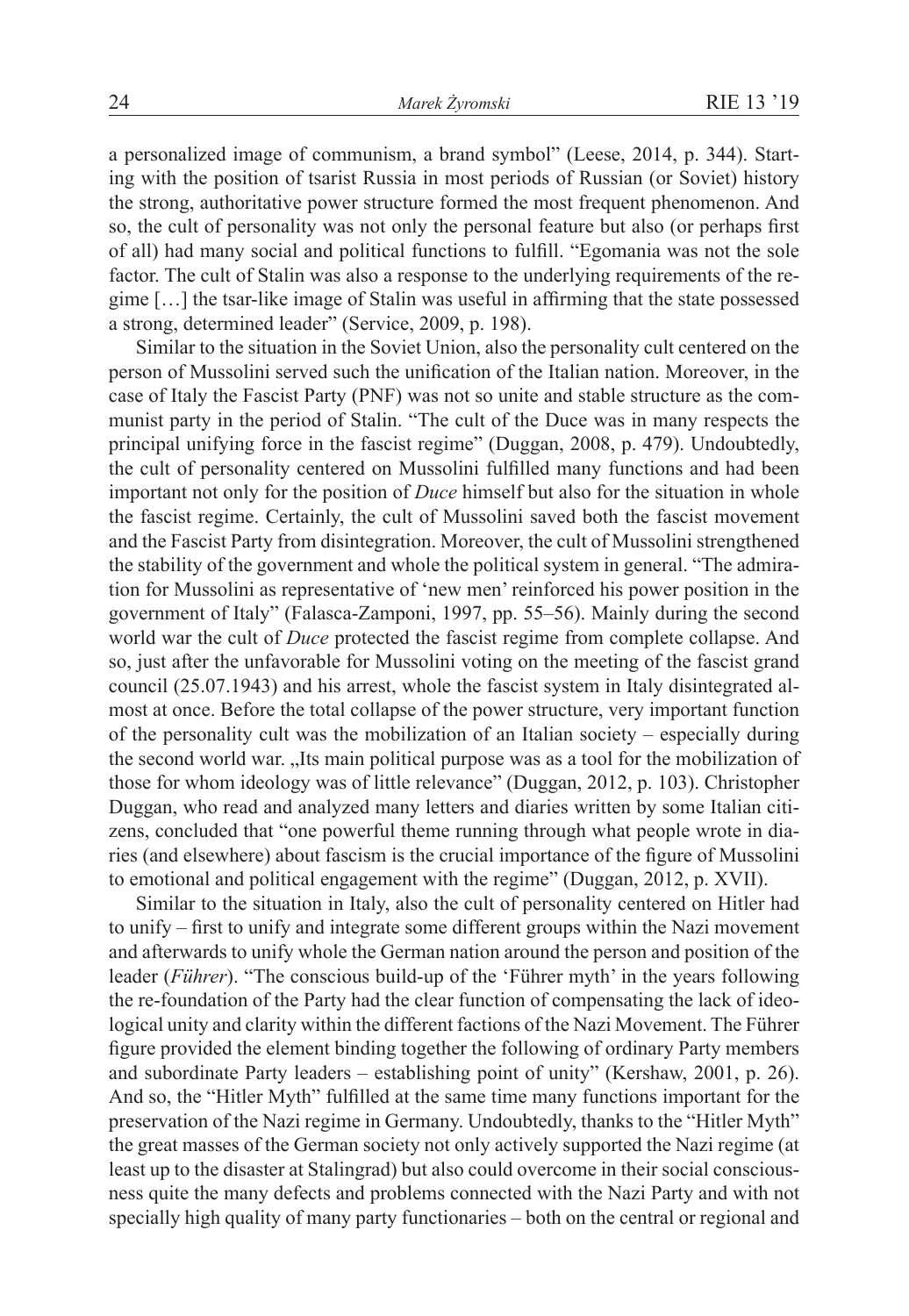a personalized image of communism, a brand symbol" (Leese, 2014, p. 344). Starting with the position of tsarist Russia in most periods of Russian (or Soviet) history the strong, authoritative power structure formed the most frequent phenomenon. And so, the cult of personality was not only the personal feature but also (or perhaps first of all) had many social and political functions to fulfill. "Egomania was not the sole factor. The cult of Stalin was also a response to the underlying requirements of the regime […] the tsar-like image of Stalin was useful in affirming that the state possessed a strong, determined leader" (Service, 2009, p. 198).

Similar to the situation in the Soviet Union, also the personality cult centered on the person of Mussolini served such the unification of the Italian nation. Moreover, in the case of Italy the Fascist Party (PNF) was not so unite and stable structure as the communist party in the period of Stalin. "The cult of the Duce was in many respects the principal unifying force in the fascist regime" (Duggan, 2008, p. 479). Undoubtedly, the cult of personality centered on Mussolini fulfilled many functions and had been important not only for the position of *Duce* himself but also for the situation in whole the fascist regime. Certainly, the cult of Mussolini saved both the fascist movement and the Fascist Party from disintegration. Moreover, the cult of Mussolini strengthened the stability of the government and whole the political system in general. "The admiration for Mussolini as representative of 'new men' reinforced his power position in the government of Italy" (Falasca-Zamponi, 1997, pp. 55–56). Mainly during the second world war the cult of *Duce* protected the fascist regime from complete collapse. And so, just after the unfavorable for Mussolini voting on the meeting of the fascist grand council (25.07.1943) and his arrest, whole the fascist system in Italy disintegrated almost at once. Before the total collapse of the power structure, very important function of the personality cult was the mobilization of an Italian society – especially during the second world war. „Its main political purpose was as a tool for the mobilization of those for whom ideology was of little relevance" (Duggan, 2012, p. 103). Christopher Duggan, who read and analyzed many letters and diaries written by some Italian citizens, concluded that "one powerful theme running through what people wrote in diaries (and elsewhere) about fascism is the crucial importance of the figure of Mussolini to emotional and political engagement with the regime" (Duggan, 2012, p. XVII).

Similar to the situation in Italy, also the cult of personality centered on Hitler had to unify – first to unify and integrate some different groups within the Nazi movement and afterwards to unify whole the German nation around the person and position of the leader (*Führer*). "The conscious build-up of the 'Führer myth' in the years following the re-foundation of the Party had the clear function of compensating the lack of ideological unity and clarity within the different factions of the Nazi Movement. The Führer figure provided the element binding together the following of ordinary Party members and subordinate Party leaders – establishing point of unity" (Kershaw, 2001, p. 26). And so, the "Hitler Myth" fulfilled at the same time many functions important for the preservation of the Nazi regime in Germany. Undoubtedly, thanks to the "Hitler Myth" the great masses of the German society not only actively supported the Nazi regime (at least up to the disaster at Stalingrad) but also could overcome in their social consciousness quite the many defects and problems connected with the Nazi Party and with not specially high quality of many party functionaries – both on the central or regional and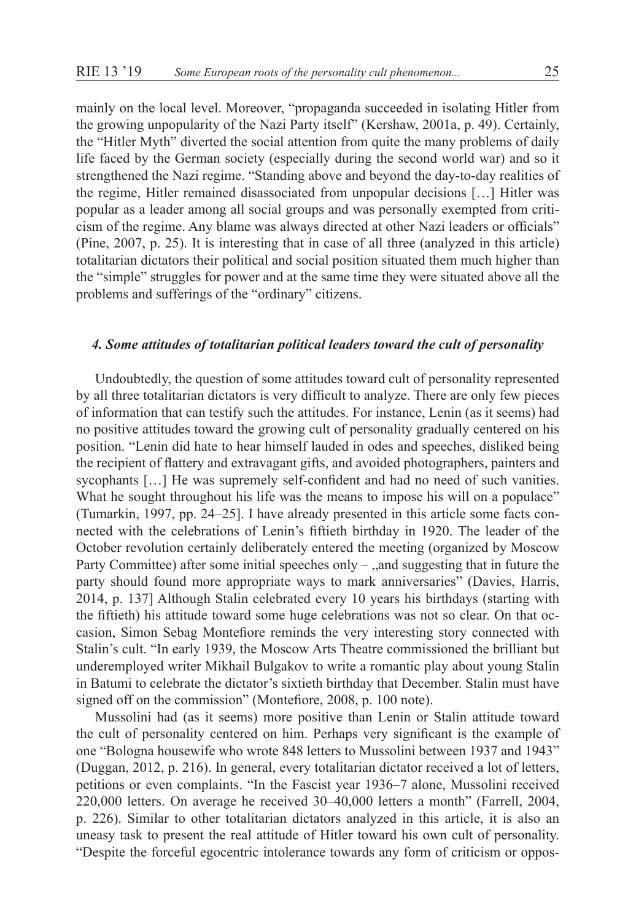mainly on the local level. Moreover, "propaganda succeeded in isolating Hitler from the growing unpopularity of the Nazi Party itself" (Kershaw, 2001a, p. 49). Certainly, the "Hitler Myth" diverted the social attention from quite the many problems of daily life faced by the German society (especially during the second world war) and so it strengthened the Nazi regime. "Standing above and beyond the day-to-day realities of the regime, Hitler remained disassociated from unpopular decisions […] Hitler was popular as a leader among all social groups and was personally exempted from criticism of the regime. Any blame was always directed at other Nazi leaders or officials" (Pine, 2007, p. 25). It is interesting that in case of all three (analyzed in this article) totalitarian dictators their political and social position situated them much higher than the "simple" struggles for power and at the same time they were situated above all the problems and sufferings of the "ordinary" citizens.

#### *4. Some attitudes of totalitarian political leaders toward the cult of personality*

Undoubtedly, the question of some attitudes toward cult of personality represented by all three totalitarian dictators is very difficult to analyze. There are only few pieces of information that can testify such the attitudes. For instance, Lenin (as it seems) had no positive attitudes toward the growing cult of personality gradually centered on his position. "Lenin did hate to hear himself lauded in odes and speeches, disliked being the recipient of flattery and extravagant gifts, and avoided photographers, painters and sycophants […] He was supremely self-confident and had no need of such vanities. What he sought throughout his life was the means to impose his will on a populace" (Tumarkin, 1997, pp. 24–25]. I have already presented in this article some facts connected with the celebrations of Lenin's fiftieth birthday in 1920. The leader of the October revolution certainly deliberately entered the meeting (organized by Moscow Party Committee) after some initial speeches only – „and suggesting that in future the party should found more appropriate ways to mark anniversaries" (Davies, Harris, 2014, p. 137] Although Stalin celebrated every 10 years his birthdays (starting with the fiftieth) his attitude toward some huge celebrations was not so clear. On that occasion, Simon Sebag Montefiore reminds the very interesting story connected with Stalin's cult. "In early 1939, the Moscow Arts Theatre commissioned the brilliant but underemployed writer Mikhail Bulgakov to write a romantic play about young Stalin in Batumi to celebrate the dictator's sixtieth birthday that December. Stalin must have signed off on the commission" (Montefiore, 2008, p. 100 note).

Mussolini had (as it seems) more positive than Lenin or Stalin attitude toward the cult of personality centered on him. Perhaps very significant is the example of one "Bologna housewife who wrote 848 letters to Mussolini between 1937 and 1943" (Duggan, 2012, p. 216). In general, every totalitarian dictator received a lot of letters, petitions or even complaints. "In the Fascist year 1936–7 alone, Mussolini received 220,000 letters. On average he received 30–40,000 letters a month" (Farrell, 2004, p. 226). Similar to other totalitarian dictators analyzed in this article, it is also an uneasy task to present the real attitude of Hitler toward his own cult of personality. "Despite the forceful egocentric intolerance towards any form of criticism or oppos-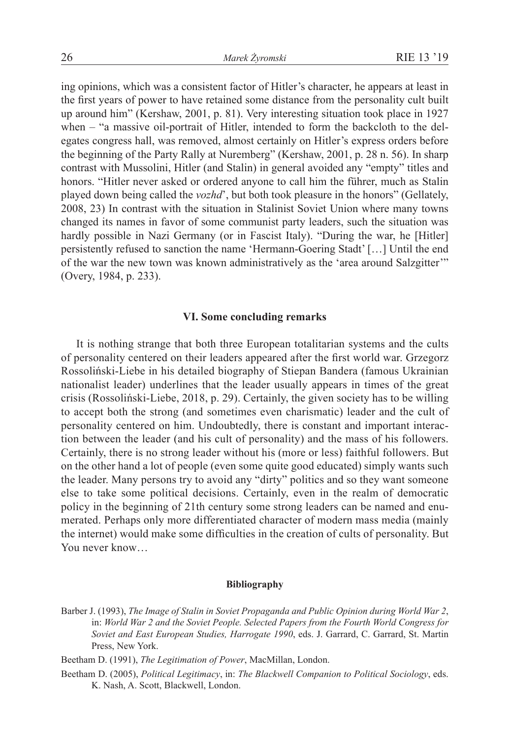ing opinions, which was a consistent factor of Hitler's character, he appears at least in the first years of power to have retained some distance from the personality cult built up around him" (Kershaw, 2001, p. 81). Very interesting situation took place in 1927 when – "a massive oil-portrait of Hitler, intended to form the backcloth to the delegates congress hall, was removed, almost certainly on Hitler's express orders before the beginning of the Party Rally at Nuremberg" (Kershaw, 2001, p. 28 n. 56). In sharp contrast with Mussolini, Hitler (and Stalin) in general avoided any "empty" titles and honors. "Hitler never asked or ordered anyone to call him the führer, much as Stalin played down being called the *vozhd*', but both took pleasure in the honors" (Gellately, 2008, 23) In contrast with the situation in Stalinist Soviet Union where many towns changed its names in favor of some communist party leaders, such the situation was hardly possible in Nazi Germany (or in Fascist Italy). "During the war, he [Hitler] persistently refused to sanction the name 'Hermann-Goering Stadt' […] Until the end of the war the new town was known administratively as the 'area around Salzgitter'" (Overy, 1984, p. 233).

## VI. Some concluding remarks

It is nothing strange that both three European totalitarian systems and the cults of personality centered on their leaders appeared after the first world war. Grzegorz Rossoliński-Liebe in his detailed biography of Stiepan Bandera (famous Ukrainian nationalist leader) underlines that the leader usually appears in times of the great crisis (Rossoliński-Liebe, 2018, p. 29). Certainly, the given society has to be willing to accept both the strong (and sometimes even charismatic) leader and the cult of personality centered on him. Undoubtedly, there is constant and important interaction between the leader (and his cult of personality) and the mass of his followers. Certainly, there is no strong leader without his (more or less) faithful followers. But on the other hand a lot of people (even some quite good educated) simply wants such the leader. Many persons try to avoid any "dirty" politics and so they want someone else to take some political decisions. Certainly, even in the realm of democratic policy in the beginning of 21th century some strong leaders can be named and enumerated. Perhaps only more differentiated character of modern mass media (mainly the internet) would make some difficulties in the creation of cults of personality. But You never know…

#### Bibliography

Barber J. (1993), *The Image of Stalin in Soviet Propaganda and Public Opinion during World War 2*, in: *World War 2 and the Soviet People. Selected Papers from the Fourth World Congress for Soviet and East European Studies, Harrogate 1990*, eds. J. Garrard, C. Garrard, St. Martin Press, New York.

Beetham D. (1991), *The Legitimation of Power*, MacMillan, London.

Beetham D. (2005), *Political Legitimacy*, in: *The Blackwell Companion to Political Sociology*, eds. K. Nash, A. Scott, Blackwell, London.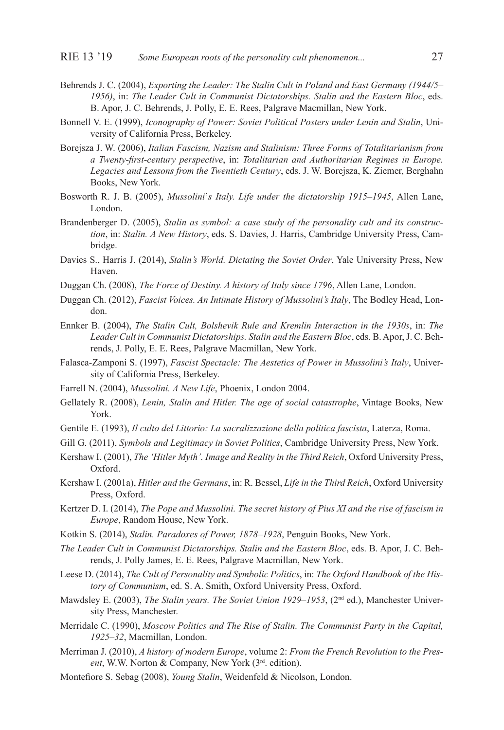Behrends J. C. (2004), *Exporting the Leader: The Stalin Cult in Poland and East Germany (1944/5–1956)*, in: *The Leader Cult in Communist Dictatorships. Stalin and the Eastern Bloc*, eds. B. Apor, J. C. Behrends, J. Polly, E. E. Rees, Palgrave Macmillan, New York.

Bonnell V. E. (1999), *Iconography of Power: Soviet Political Posters under Lenin and Stalin*, University of California Press, Berkeley.

Borejsza J. W. (2006), *Italian Fascism, Nazism and Stalinism: Three Forms of Totalitarianism from a Twenty-first-century perspective*, in: *Totalitarian and Authoritarian Regimes in Europe. Legacies and Lessons from the Twentieth Century*, eds. J. W. Borejsza, K. Ziemer, Berghahn Books, New York.

Bosworth R. J. B. (2005), *Mussolini*'*s Italy. Life under the dictatorship 1915–1945*, Allen Lane, London.

Brandenberger D. (2005), *Stalin as symbol: a case study of the personality cult and its construction*, in: *Stalin. A New History*, eds. S. Davies, J. Harris, Cambridge University Press, Cambridge.

Davies S., Harris J. (2014), *Stalin's World. Dictating the Soviet Order*, Yale University Press, New Haven.

Duggan Ch. (2008), *The Force of Destiny. A history of Italy since 1796*, Allen Lane, London.

Duggan Ch. (2012), *Fascist Voices. An Intimate History of Mussolini's Italy*, The Bodley Head, London.

Ennker B. (2004), *The Stalin Cult, Bolshevik Rule and Kremlin Interaction in the 1930s*, in: *The Leader Cult in Communist Dictatorships. Stalin and the Eastern Bloc*, eds. B. Apor, J. C. Behrends, J. Polly, E. E. Rees, Palgrave Macmillan, New York.

Falasca-Zamponi S. (1997), *Fascist Spectacle: The Aestetics of Power in Mussolini's Italy*, University of California Press, Berkeley.

Farrell N. (2004), *Mussolini. A New Life*, Phoenix, London 2004.

Gellately R. (2008), *Lenin, Stalin and Hitler. The age of social catastrophe*, Vintage Books, New York.

Gentile E. (1993), *Il culto del Littorio: La sacralizzazione della politica fascista*, Laterza, Roma.

Gill G. (2011), *Symbols and Legitimacy in Soviet Politics*, Cambridge University Press, New York.

Kershaw I. (2001), *The 'Hitler Myth'. Image and Reality in the Third Reich*, Oxford University Press, Oxford.

Kershaw I. (2001a), *Hitler and the Germans*, in: R. Bessel, *Life in the Third Reich*, Oxford University Press, Oxford.

Kertzer D. I. (2014), *The Pope and Mussolini. The secret history of Pius XI and the rise of fascism in Europe*, Random House, New York.

Kotkin S. (2014), *Stalin. Paradoxes of Power, 1878–1928*, Penguin Books, New York.

*The Leader Cult in Communist Dictatorships. Stalin and the Eastern Bloc*, eds. B. Apor, J. C. Behrends, J. Polly James, E. E. Rees, Palgrave Macmillan, New York.

Leese D. (2014), *The Cult of Personality and Symbolic Politics*, in: *The Oxford Handbook of the History of Communism*, ed. S. A. Smith, Oxford University Press, Oxford.

Mawdsley E. (2003), *The Stalin years. The Soviet Union 1929–1953*, (2nd ed.), Manchester University Press, Manchester.

Merridale C. (1990), *Moscow Politics and The Rise of Stalin. The Communist Party in the Capital, 1925–32*, Macmillan, London.

Merriman J. (2010), *A history of modern Europe*, volume 2: *From the French Revolution to the Present*, W.W. Norton & Company, New York (3rd. edition).

Montefiore S. Sebag (2008), *Young Stalin*, Weidenfeld & Nicolson, London.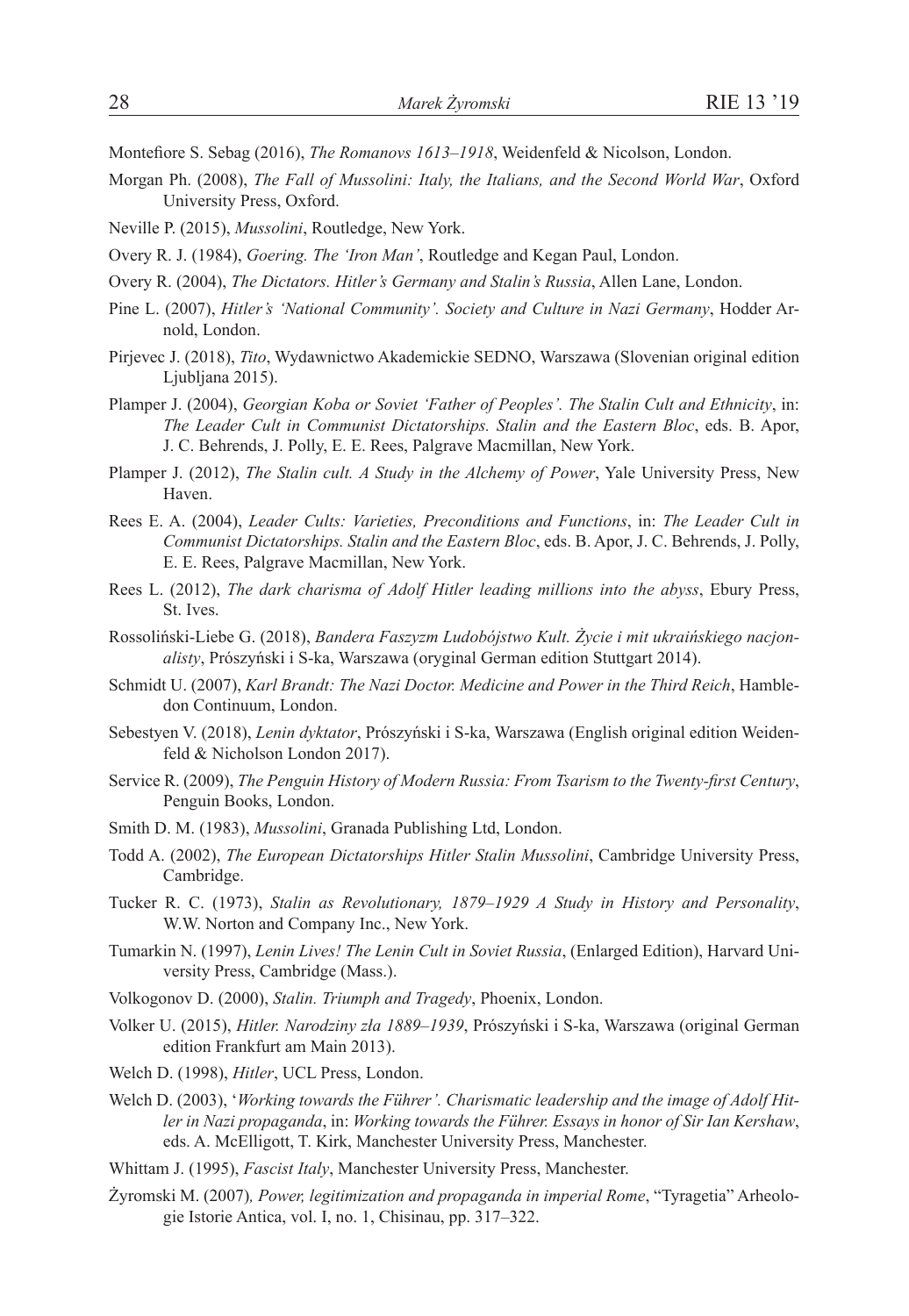Montefiore S. Sebag (2016), *The Romanovs 1613–1918*, Weidenfeld & Nicolson, London.

Morgan Ph. (2008), *The Fall of Mussolini: Italy, the Italians, and the Second World War*, Oxford University Press, Oxford.

Neville P. (2015), *Mussolini*, Routledge, New York.

Overy R. J. (1984), *Goering. The 'Iron Man'*, Routledge and Kegan Paul, London.

Overy R. (2004), *The Dictators. Hitler's Germany and Stalin's Russia*, Allen Lane, London.

Pine L. (2007), *Hitler's 'National Community'. Society and Culture in Nazi Germany*, Hodder Arnold, London.

Pirjevec J. (2018), *Tito*, Wydawnictwo Akademickie SEDNO, Warszawa (Slovenian original edition Ljubljana 2015).

Plamper J. (2004), *Georgian Koba or Soviet 'Father of Peoples'. The Stalin Cult and Ethnicity*, in: *The Leader Cult in Communist Dictatorships. Stalin and the Eastern Bloc*, eds. B. Apor, J. C. Behrends, J. Polly, E. E. Rees, Palgrave Macmillan, New York.

Plamper J. (2012), *The Stalin cult. A Study in the Alchemy of Power*, Yale University Press, New Haven.

Rees E. A. (2004), *Leader Cults: Varieties, Preconditions and Functions*, in: *The Leader Cult in Communist Dictatorships. Stalin and the Eastern Bloc*, eds. B. Apor, J. C. Behrends, J. Polly, E. E. Rees, Palgrave Macmillan, New York.

Rees L. (2012), *The dark charisma of Adolf Hitler leading millions into the abyss*, Ebury Press, St. Ives.

Rossoliński-Liebe G. (2018), *Bandera Faszyzm Ludobójstwo Kult. Życie i mit ukraińskiego nacjonalisty*, Prószyński i S-ka, Warszawa (oryginal German edition Stuttgart 2014).

Schmidt U. (2007), *Karl Brandt: The Nazi Doctor. Medicine and Power in the Third Reich*, Hambledon Continuum, London.

Sebestyen V. (2018), *Lenin dyktator*, Prószyński i S-ka, Warszawa (English original edition Weidenfeld & Nicholson London 2017).

Service R. (2009), *The Penguin History of Modern Russia: From Tsarism to the Twenty-first Century*, Penguin Books, London.

Smith D. M. (1983), *Mussolini*, Granada Publishing Ltd, London.

Todd A. (2002), *The European Dictatorships Hitler Stalin Mussolini*, Cambridge University Press, Cambridge.

Tucker R. C. (1973), *Stalin as Revolutionary, 1879–1929 A Study in History and Personality*, W.W. Norton and Company Inc., New York.

Tumarkin N. (1997), *Lenin Lives! The Lenin Cult in Soviet Russia*, (Enlarged Edition), Harvard University Press, Cambridge (Mass.).

Volkogonov D. (2000), *Stalin. Triumph and Tragedy*, Phoenix, London.

Volker U. (2015), *Hitler. Narodziny zła 1889–1939*, Prószyński i S-ka, Warszawa (original German edition Frankfurt am Main 2013).

Welch D. (1998), *Hitler*, UCL Press, London.

Welch D. (2003), '*Working towards the Führer'. Charismatic leadership and the image of Adolf Hitler in Nazi propaganda*, in: *Working towards the Führer. Essays in honor of Sir Ian Kershaw*, eds. A. McElligott, T. Kirk, Manchester University Press, Manchester.

Whittam J. (1995), *Fascist Italy*, Manchester University Press, Manchester.

Żyromski M. (2007)*, Power, legitimization and propaganda in imperial Rome*, "Tyragetia" Arheologie Istorie Antica, vol. I, no. 1, Chisinau, pp. 317–322.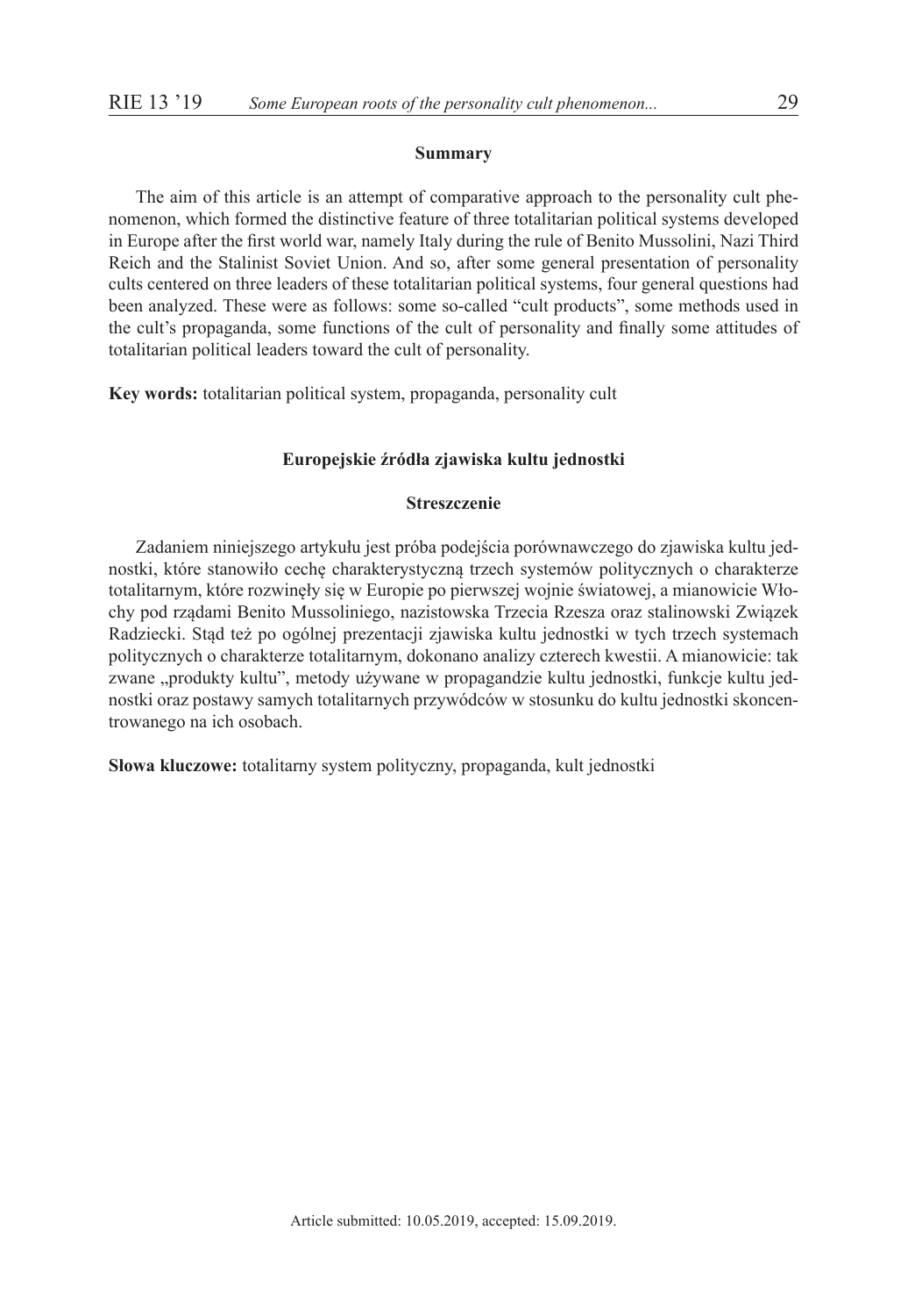## Summary

The aim of this article is an attempt of comparative approach to the personality cult phenomenon, which formed the distinctive feature of three totalitarian political systems developed in Europe after the first world war, namely Italy during the rule of Benito Mussolini, Nazi Third Reich and the Stalinist Soviet Union. And so, after some general presentation of personality cults centered on three leaders of these totalitarian political systems, four general questions had been analyzed. These were as follows: some so-called "cult products", some methods used in the cult's propaganda, some functions of the cult of personality and finally some attitudes of totalitarian political leaders toward the cult of personality.

**Key words:** totalitarian political system, propaganda, personality cult

## Europejskie źródła zjawiska kultu jednostki

### Streszczenie

Zadaniem niniejszego artykułu jest próba podejścia porównawczego do zjawiska kultu jednostki, które stanowiło cechę charakterystyczną trzech systemów politycznych o charakterze totalitarnym, które rozwinęły się w Europie po pierwszej wojnie światowej, a mianowicie Włochy pod rządami Benito Mussoliniego, nazistowska Trzecia Rzesza oraz stalinowski Związek Radziecki. Stąd też po ogólnej prezentacji zjawiska kultu jednostki w tych trzech systemach politycznych o charakterze totalitarnym, dokonano analizy czterech kwestii. A mianowicie: tak zwane „produkty kultu", metody używane w propagandzie kultu jednostki, funkcje kultu jednostki oraz postawy samych totalitarnych przywódców w stosunku do kultu jednostki skoncentrowanego na ich osobach.

**Słowa kluczowe:** totalitarny system polityczny, propaganda, kult jednostki

Article submitted: 10.05.2019, accepted: 15.09.2019.